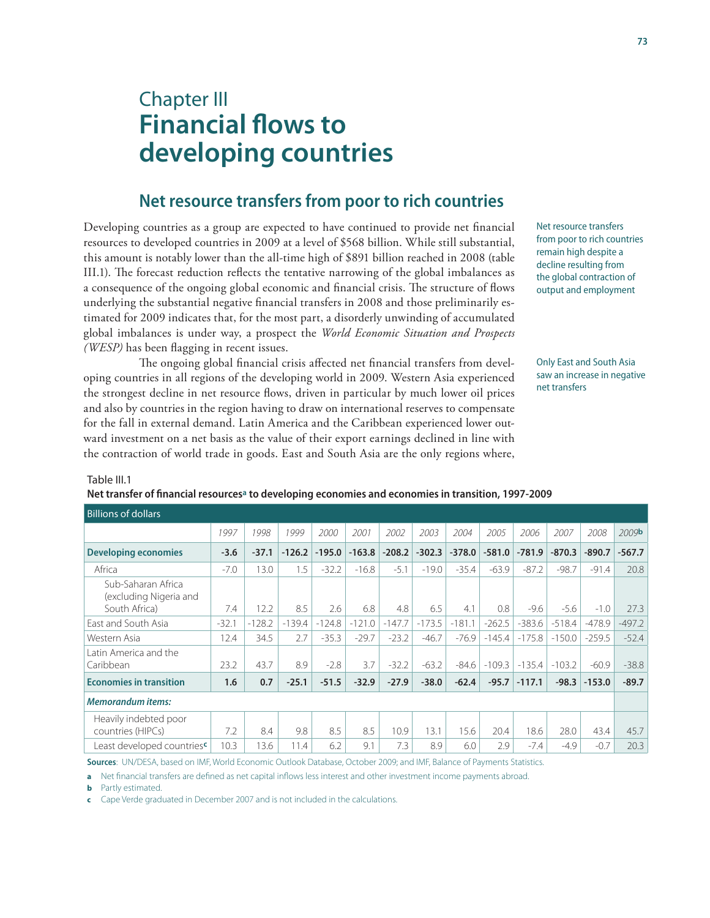# Chapter III
# Financial flows to developing countries

## Net resource transfers from poor to rich countries

Developing countries as a group are expected to have continued to provide net financial resources to developed countries in 2009 at a level of $568 billion. While still substantial, this amount is notably lower than the all-time high of $891 billion reached in 2008 (table III.1). The forecast reduction reflects the tentative narrowing of the global imbalances as a consequence of the ongoing global economic and financial crisis. The structure of flows underlying the substantial negative financial transfers in 2008 and those preliminarily estimated for 2009 indicates that, for the most part, a disorderly unwinding of accumulated global imbalances is under way, a prospect the *World Economic Situation and Prospects (WESP)* has been flagging in recent issues.

Net resource transfers from poor to rich countries remain high despite a decline resulting from the global contraction of output and employment

The ongoing global financial crisis affected net financial transfers from developing countries in all regions of the developing world in 2009. Western Asia experienced the strongest decline in net resource flows, driven in particular by much lower oil prices and also by countries in the region having to draw on international reserves to compensate for the fall in external demand. Latin America and the Caribbean experienced lower outward investment on a net basis as the value of their export earnings declined in line with the contraction of world trade in goods. East and South Asia are the only regions where,

Only East and South Asia saw an increase in negative net transfers

Table III.1
**Net transfer of financial resources[a] to developing economies and economies in transition, 1997-2009**

| Billions of dollars | 1997 | 1998 | 1999 | 2000 | 2001 | 2002 | 2003 | 2004 | 2005 | 2006 | 2007 | 2008 | 2009[b] |
|---|---|---|---|---|---|---|---|---|---|---|---|---|---|
| **Developing economies** | **-3.6** | **-37.1** | **-126.2** | **-195.0** | **-163.8** | **-208.2** | **-302.3** | **-378.0** | **-581.0** | **-781.9** | **-870.3** | **-890.7** | **-567.7** |
| Africa | -7.0 | 13.0 | 1.5 | -32.2 | -16.8 | -5.1 | -19.0 | -35.4 | -63.9 | -87.2 | -98.7 | -91.4 | 20.8 |
| Sub-Saharan Africa (excluding Nigeria and South Africa) | 7.4 | 12.2 | 8.5 | 2.6 | 6.8 | 4.8 | 6.5 | 4.1 | 0.8 | -9.6 | -5.6 | -1.0 | 27.3 |
| East and South Asia | -32.1 | -128.2 | -139.4 | -124.8 | -121.0 | -147.7 | -173.5 | -181.1 | -262.5 | -383.6 | -518.4 | -478.9 | -497.2 |
| Western Asia | 12.4 | 34.5 | 2.7 | -35.3 | -29.7 | -23.2 | -46.7 | -76.9 | -145.4 | -175.8 | -150.0 | -259.5 | -52.4 |
| Latin America and the Caribbean | 23.2 | 43.7 | 8.9 | -2.8 | 3.7 | -32.2 | -63.2 | -84.6 | -109.3 | -135.4 | -103.2 | -60.9 | -38.8 |
| **Economies in transition** | **1.6** | **0.7** | **-25.1** | **-51.5** | **-32.9** | **-27.9** | **-38.0** | **-62.4** | **-95.7** | **-117.1** | **-98.3** | **-153.0** | **-89.7** |
| ***Memorandum items:*** | | | | | | | | | | | | | |
| Heavily indebted poor countries (HIPCs) | 7.2 | 8.4 | 9.8 | 8.5 | 8.5 | 10.9 | 13.1 | 15.6 | 20.4 | 18.6 | 28.0 | 43.4 | 45.7 |
| Least developed countries[c] | 10.3 | 13.6 | 11.4 | 6.2 | 9.1 | 7.3 | 8.9 | 6.0 | 2.9 | -7.4 | -4.9 | -0.7 | 20.3 |

**Sources**: UN/DESA, based on IMF, World Economic Outlook Database, October 2009; and IMF, Balance of Payments Statistics.

**a** Net financial transfers are defined as net capital inflows less interest and other investment income payments abroad.

**b** Partly estimated.

**c** Cape Verde graduated in December 2007 and is not included in the calculations.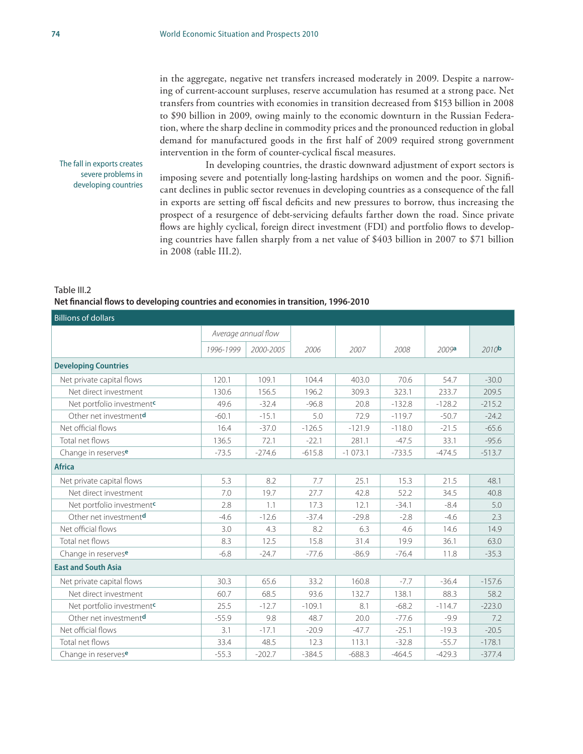in the aggregate, negative net transfers increased moderately in 2009. Despite a narrowing of current-account surpluses, reserve accumulation has resumed at a strong pace. Net transfers from countries with economies in transition decreased from $153 billion in 2008 to $90 billion in 2009, owing mainly to the economic downturn in the Russian Federation, where the sharp decline in commodity prices and the pronounced reduction in global demand for manufactured goods in the first half of 2009 required strong government intervention in the form of counter-cyclical fiscal measures.

The fall in exports creates severe problems in developing countries

In developing countries, the drastic downward adjustment of export sectors is imposing severe and potentially long-lasting hardships on women and the poor. Significant declines in public sector revenues in developing countries as a consequence of the fall in exports are setting off fiscal deficits and new pressures to borrow, thus increasing the prospect of a resurgence of debt-servicing defaults farther down the road. Since private flows are highly cyclical, foreign direct investment (FDI) and portfolio flows to developing countries have fallen sharply from a net value of $403 billion in 2007 to $71 billion in 2008 (table III.2).

Table III.2

**Net financial flows to developing countries and economies in transition, 1996-2010**

| Billions of dollars | Average annual flow | | | | | | |
|---|---|---|---|---|---|---|---|
| | *1996-1999* | *2000-2005* | *2006* | *2007* | *2008* | *2009*[a] | *2010*[b] |
| **Developing Countries** | | | | | | | |
| Net private capital flows | 120.1 | 109.1 | 104.4 | 403.0 | 70.6 | 54.7 | -30.0 |
| Net direct investment | 130.6 | 156.5 | 196.2 | 309.3 | 323.1 | 233.7 | 209.5 |
| Net portfolio investment[c] | 49.6 | -32.4 | -96.8 | 20.8 | -132.8 | -128.2 | -215.2 |
| Other net investment[d] | -60.1 | -15.1 | 5.0 | 72.9 | -119.7 | -50.7 | -24.2 |
| Net official flows | 16.4 | -37.0 | -126.5 | -121.9 | -118.0 | -21.5 | -65.6 |
| Total net flows | 136.5 | 72.1 | -22.1 | 281.1 | -47.5 | 33.1 | -95.6 |
| Change in reserves[e] | -73.5 | -274.6 | -615.8 | -1 073.1 | -733.5 | -474.5 | -513.7 |
| **Africa** | | | | | | | |
| Net private capital flows | 5.3 | 8.2 | 7.7 | 25.1 | 15.3 | 21.5 | 48.1 |
| Net direct investment | 7.0 | 19.7 | 27.7 | 42.8 | 52.2 | 34.5 | 40.8 |
| Net portfolio investment[c] | 2.8 | 1.1 | 17.3 | 12.1 | -34.1 | -8.4 | 5.0 |
| Other net investment[d] | -4.6 | -12.6 | -37.4 | -29.8 | -2.8 | -4.6 | 2.3 |
| Net official flows | 3.0 | 4.3 | 8.2 | 6.3 | 4.6 | 14.6 | 14.9 |
| Total net flows | 8.3 | 12.5 | 15.8 | 31.4 | 19.9 | 36.1 | 63.0 |
| Change in reserves[e] | -6.8 | -24.7 | -77.6 | -86.9 | -76.4 | 11.8 | -35.3 |
| **East and South Asia** | | | | | | | |
| Net private capital flows | 30.3 | 65.6 | 33.2 | 160.8 | -7.7 | -36.4 | -157.6 |
| Net direct investment | 60.7 | 68.5 | 93.6 | 132.7 | 138.1 | 88.3 | 58.2 |
| Net portfolio investment[c] | 25.5 | -12.7 | -109.1 | 8.1 | -68.2 | -114.7 | -223.0 |
| Other net investment[d] | -55.9 | 9.8 | 48.7 | 20.0 | -77.6 | -9.9 | 7.2 |
| Net official flows | 3.1 | -17.1 | -20.9 | -47.7 | -25.1 | -19.3 | -20.5 |
| Total net flows | 33.4 | 48.5 | 12.3 | 113.1 | -32.8 | -55.7 | -178.1 |
| Change in reserves[e] | -55.3 | -202.7 | -384.5 | -688.3 | -464.5 | -429.3 | -377.4 |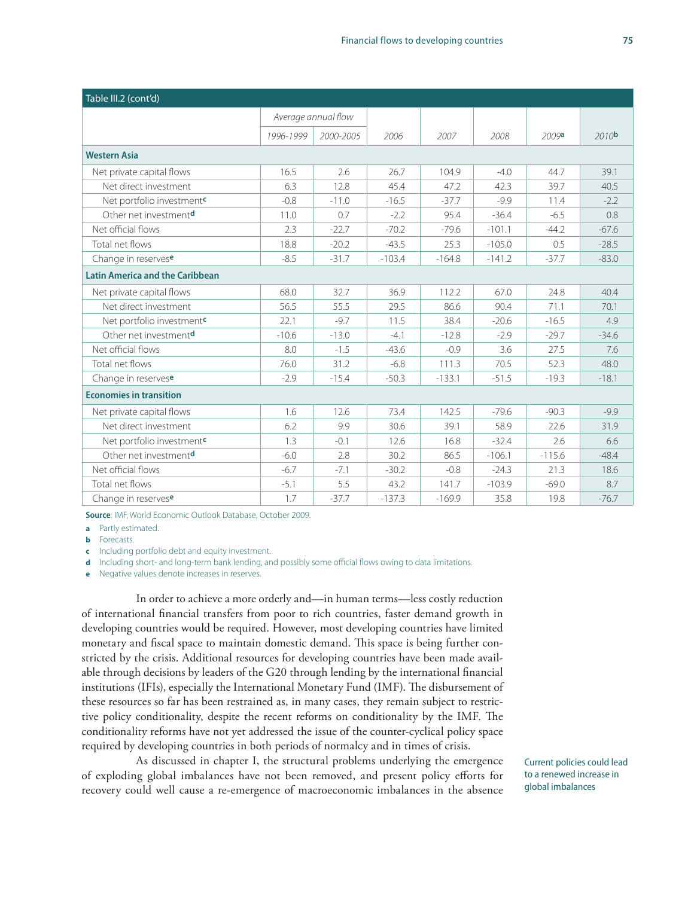| Table III.2 (cont'd) | | | | | | | |
|---|---|---|---|---|---|---|---|
| | *Average annual flow* | | | | | | |
| | *1996-1999* | *2000-2005* | *2006* | *2007* | *2008* | *2009*[a] | *2010*[b] |
| **Western Asia** | | | | | | | |
| Net private capital flows | 16.5 | 2.6 | 26.7 | 104.9 | -4.0 | 44.7 | 39.1 |
| Net direct investment | 6.3 | 12.8 | 45.4 | 47.2 | 42.3 | 39.7 | 40.5 |
| Net portfolio investment[c] | -0.8 | -11.0 | -16.5 | -37.7 | -9.9 | 11.4 | -2.2 |
| Other net investment[d] | 11.0 | 0.7 | -2.2 | 95.4 | -36.4 | -6.5 | 0.8 |
| Net official flows | 2.3 | -22.7 | -70.2 | -79.6 | -101.1 | -44.2 | -67.6 |
| Total net flows | 18.8 | -20.2 | -43.5 | 25.3 | -105.0 | 0.5 | -28.5 |
| Change in reserves[e] | -8.5 | -31.7 | -103.4 | -164.8 | -141.2 | -37.7 | -83.0 |
| **Latin America and the Caribbean** | | | | | | | |
| Net private capital flows | 68.0 | 32.7 | 36.9 | 112.2 | 67.0 | 24.8 | 40.4 |
| Net direct investment | 56.5 | 55.5 | 29.5 | 86.6 | 90.4 | 71.1 | 70.1 |
| Net portfolio investment[c] | 22.1 | -9.7 | 11.5 | 38.4 | -20.6 | -16.5 | 4.9 |
| Other net investment[d] | -10.6 | -13.0 | -4.1 | -12.8 | -2.9 | -29.7 | -34.6 |
| Net official flows | 8.0 | -1.5 | -43.6 | -0.9 | 3.6 | 27.5 | 7.6 |
| Total net flows | 76.0 | 31.2 | -6.8 | 111.3 | 70.5 | 52.3 | 48.0 |
| Change in reserves[e] | -2.9 | -15.4 | -50.3 | -133.1 | -51.5 | -19.3 | -18.1 |
| **Economies in transition** | | | | | | | |
| Net private capital flows | 1.6 | 12.6 | 73.4 | 142.5 | -79.6 | -90.3 | -9.9 |
| Net direct investment | 6.2 | 9.9 | 30.6 | 39.1 | 58.9 | 22.6 | 31.9 |
| Net portfolio investment[c] | 1.3 | -0.1 | 12.6 | 16.8 | -32.4 | 2.6 | 6.6 |
| Other net investment[d] | -6.0 | 2.8 | 30.2 | 86.5 | -106.1 | -115.6 | -48.4 |
| Net official flows | -6.7 | -7.1 | -30.2 | -0.8 | -24.3 | 21.3 | 18.6 |
| Total net flows | -5.1 | 5.5 | 43.2 | 141.7 | -103.9 | -69.0 | 8.7 |
| Change in reserves[e] | 1.7 | -37.7 | -137.3 | -169.9 | 35.8 | 19.8 | -76.7 |

**Source**: IMF, World Economic Outlook Database, October 2009.

**a** Partly estimated.
**b** Forecasts.
**c** Including portfolio debt and equity investment.
**d** Including short- and long-term bank lending, and possibly some official flows owing to data limitations.
**e** Negative values denote increases in reserves.

In order to achieve a more orderly and—in human terms—less costly reduction of international financial transfers from poor to rich countries, faster demand growth in developing countries would be required. However, most developing countries have limited monetary and fiscal space to maintain domestic demand. This space is being further constricted by the crisis. Additional resources for developing countries have been made available through decisions by leaders of the G20 through lending by the international financial institutions (IFIs), especially the International Monetary Fund (IMF). The disbursement of these resources so far has been restrained as, in many cases, they remain subject to restrictive policy conditionality, despite the recent reforms on conditionality by the IMF. The conditionality reforms have not yet addressed the issue of the counter-cyclical policy space required by developing countries in both periods of normalcy and in times of crisis.

Current policies could lead to a renewed increase in global imbalances

As discussed in chapter I, the structural problems underlying the emergence of exploding global imbalances have not been removed, and present policy efforts for recovery could well cause a re-emergence of macroeconomic imbalances in the absence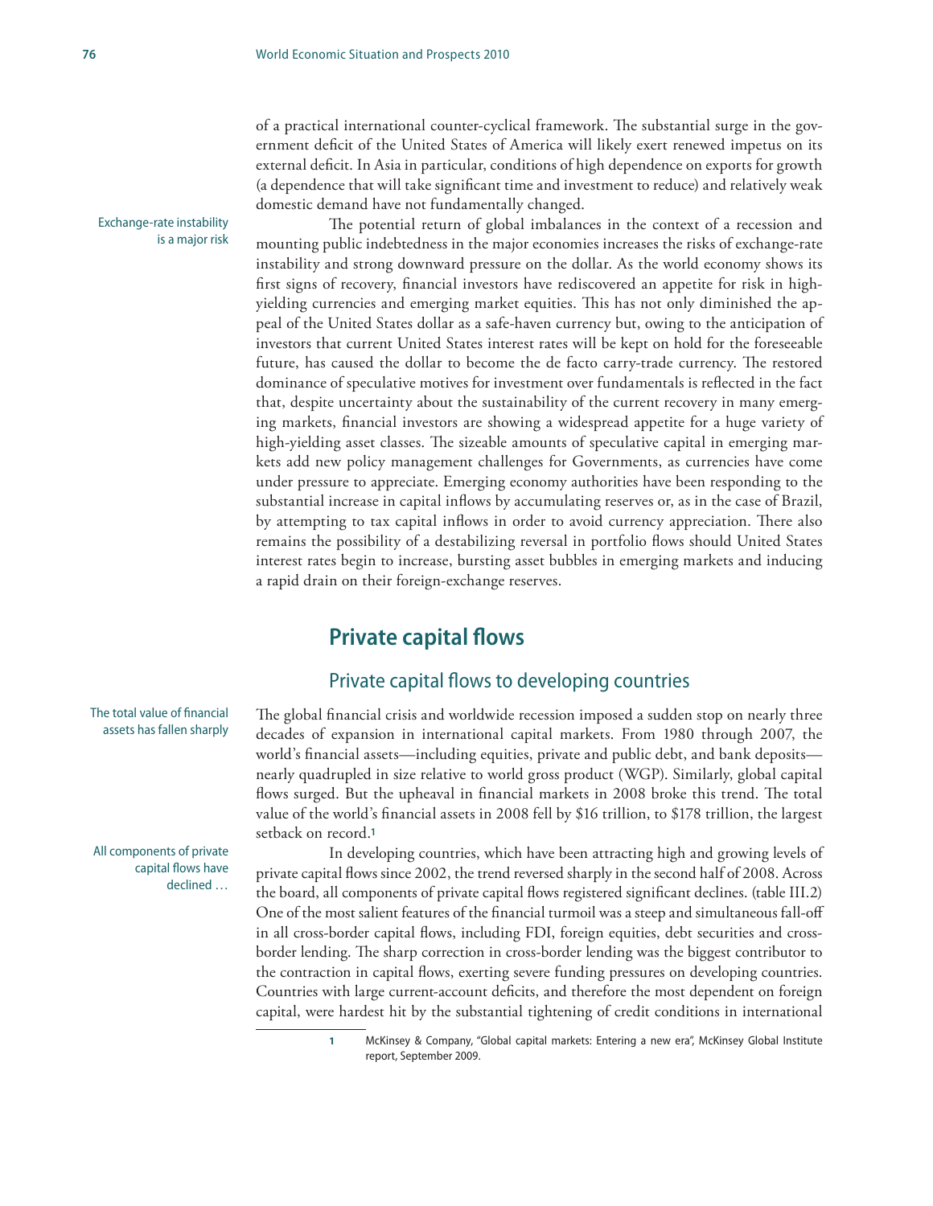of a practical international counter-cyclical framework. The substantial surge in the government deficit of the United States of America will likely exert renewed impetus on its external deficit. In Asia in particular, conditions of high dependence on exports for growth (a dependence that will take significant time and investment to reduce) and relatively weak domestic demand have not fundamentally changed.

Exchange-rate instability is a major risk

The potential return of global imbalances in the context of a recession and mounting public indebtedness in the major economies increases the risks of exchange-rate instability and strong downward pressure on the dollar. As the world economy shows its first signs of recovery, financial investors have rediscovered an appetite for risk in high-yielding currencies and emerging market equities. This has not only diminished the appeal of the United States dollar as a safe-haven currency but, owing to the anticipation of investors that current United States interest rates will be kept on hold for the foreseeable future, has caused the dollar to become the de facto carry-trade currency. The restored dominance of speculative motives for investment over fundamentals is reflected in the fact that, despite uncertainty about the sustainability of the current recovery in many emerging markets, financial investors are showing a widespread appetite for a huge variety of high-yielding asset classes. The sizeable amounts of speculative capital in emerging markets add new policy management challenges for Governments, as currencies have come under pressure to appreciate. Emerging economy authorities have been responding to the substantial increase in capital inflows by accumulating reserves or, as in the case of Brazil, by attempting to tax capital inflows in order to avoid currency appreciation. There also remains the possibility of a destabilizing reversal in portfolio flows should United States interest rates begin to increase, bursting asset bubbles in emerging markets and inducing a rapid drain on their foreign-exchange reserves.

## Private capital flows

### Private capital flows to developing countries

The total value of financial assets has fallen sharply

The global financial crisis and worldwide recession imposed a sudden stop on nearly three decades of expansion in international capital markets. From 1980 through 2007, the world's financial assets—including equities, private and public debt, and bank deposits—nearly quadrupled in size relative to world gross product (WGP). Similarly, global capital flows surged. But the upheaval in financial markets in 2008 broke this trend. The total value of the world's financial assets in 2008 fell by $16 trillion, to $178 trillion, the largest setback on record.[1]

All components of private capital flows have declined …

In developing countries, which have been attracting high and growing levels of private capital flows since 2002, the trend reversed sharply in the second half of 2008. Across the board, all components of private capital flows registered significant declines. (table III.2) One of the most salient features of the financial turmoil was a steep and simultaneous fall-off in all cross-border capital flows, including FDI, foreign equities, debt securities and cross-border lending. The sharp correction in cross-border lending was the biggest contributor to the contraction in capital flows, exerting severe funding pressures on developing countries. Countries with large current-account deficits, and therefore the most dependent on foreign capital, were hardest hit by the substantial tightening of credit conditions in international

---

1 McKinsey & Company, "Global capital markets: Entering a new era", McKinsey Global Institute report, September 2009.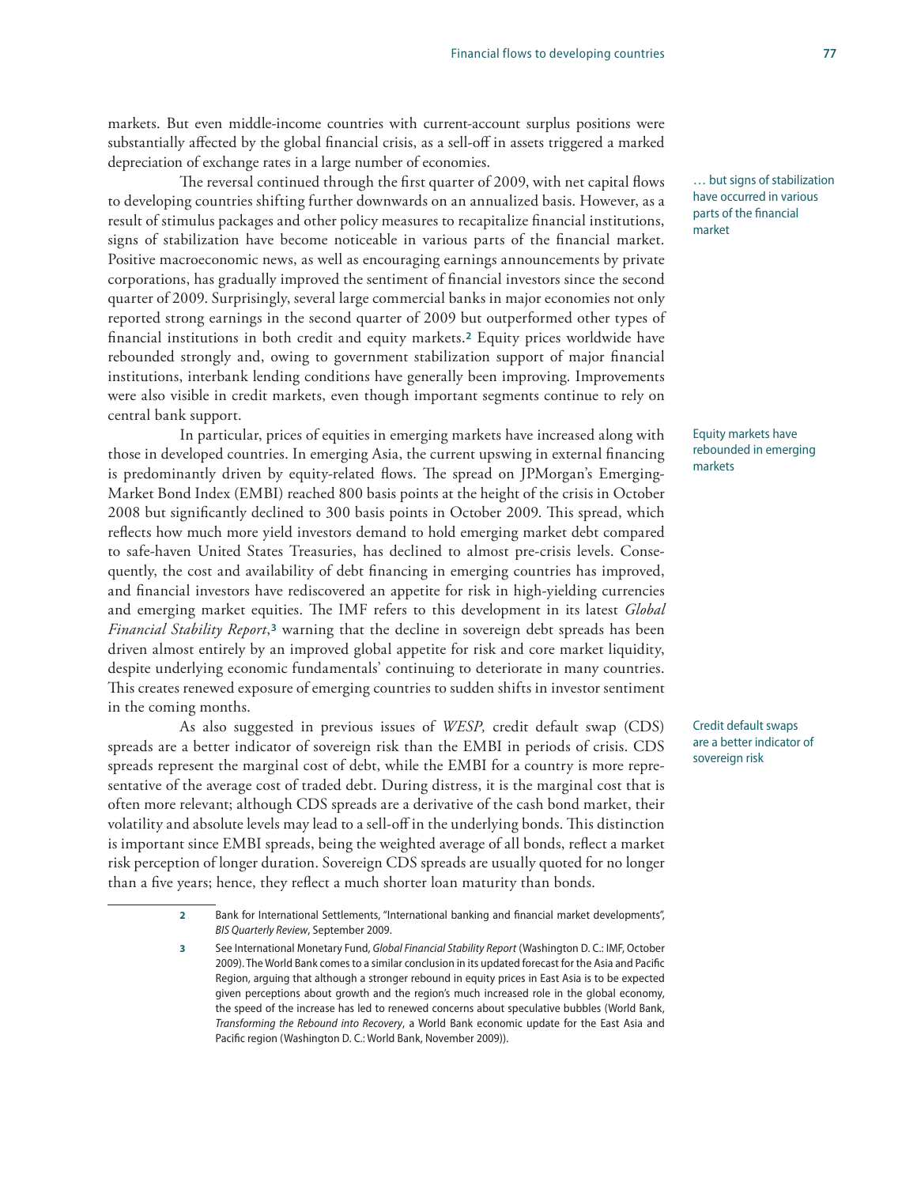markets. But even middle-income countries with current-account surplus positions were substantially affected by the global financial crisis, as a sell-off in assets triggered a marked depreciation of exchange rates in a large number of economies.

… but signs of stabilization have occurred in various parts of the financial market

The reversal continued through the first quarter of 2009, with net capital flows to developing countries shifting further downwards on an annualized basis. However, as a result of stimulus packages and other policy measures to recapitalize financial institutions, signs of stabilization have become noticeable in various parts of the financial market. Positive macroeconomic news, as well as encouraging earnings announcements by private corporations, has gradually improved the sentiment of financial investors since the second quarter of 2009. Surprisingly, several large commercial banks in major economies not only reported strong earnings in the second quarter of 2009 but outperformed other types of financial institutions in both credit and equity markets.[2] Equity prices worldwide have rebounded strongly and, owing to government stabilization support of major financial institutions, interbank lending conditions have generally been improving. Improvements were also visible in credit markets, even though important segments continue to rely on central bank support.

Equity markets have rebounded in emerging markets

In particular, prices of equities in emerging markets have increased along with those in developed countries. In emerging Asia, the current upswing in external financing is predominantly driven by equity-related flows. The spread on JPMorgan's Emerging-Market Bond Index (EMBI) reached 800 basis points at the height of the crisis in October 2008 but significantly declined to 300 basis points in October 2009. This spread, which reflects how much more yield investors demand to hold emerging market debt compared to safe-haven United States Treasuries, has declined to almost pre-crisis levels. Consequently, the cost and availability of debt financing in emerging countries has improved, and financial investors have rediscovered an appetite for risk in high-yielding currencies and emerging market equities. The IMF refers to this development in its latest *Global Financial Stability Report*,[3] warning that the decline in sovereign debt spreads has been driven almost entirely by an improved global appetite for risk and core market liquidity, despite underlying economic fundamentals' continuing to deteriorate in many countries. This creates renewed exposure of emerging countries to sudden shifts in investor sentiment in the coming months.

Credit default swaps are a better indicator of sovereign risk

As also suggested in previous issues of *WESP,* credit default swap (CDS) spreads are a better indicator of sovereign risk than the EMBI in periods of crisis. CDS spreads represent the marginal cost of debt, while the EMBI for a country is more representative of the average cost of traded debt. During distress, it is the marginal cost that is often more relevant; although CDS spreads are a derivative of the cash bond market, their volatility and absolute levels may lead to a sell-off in the underlying bonds. This distinction is important since EMBI spreads, being the weighted average of all bonds, reflect a market risk perception of longer duration. Sovereign CDS spreads are usually quoted for no longer than a five years; hence, they reflect a much shorter loan maturity than bonds.

---

2 Bank for International Settlements, "International banking and financial market developments", *BIS Quarterly Review*, September 2009.

3 See International Monetary Fund, *Global Financial Stability Report* (Washington D. C.: IMF, October 2009). The World Bank comes to a similar conclusion in its updated forecast for the Asia and Pacific Region, arguing that although a stronger rebound in equity prices in East Asia is to be expected given perceptions about growth and the region's much increased role in the global economy, the speed of the increase has led to renewed concerns about speculative bubbles (World Bank, *Transforming the Rebound into Recovery*, a World Bank economic update for the East Asia and Pacific region (Washington D. C.: World Bank, November 2009)).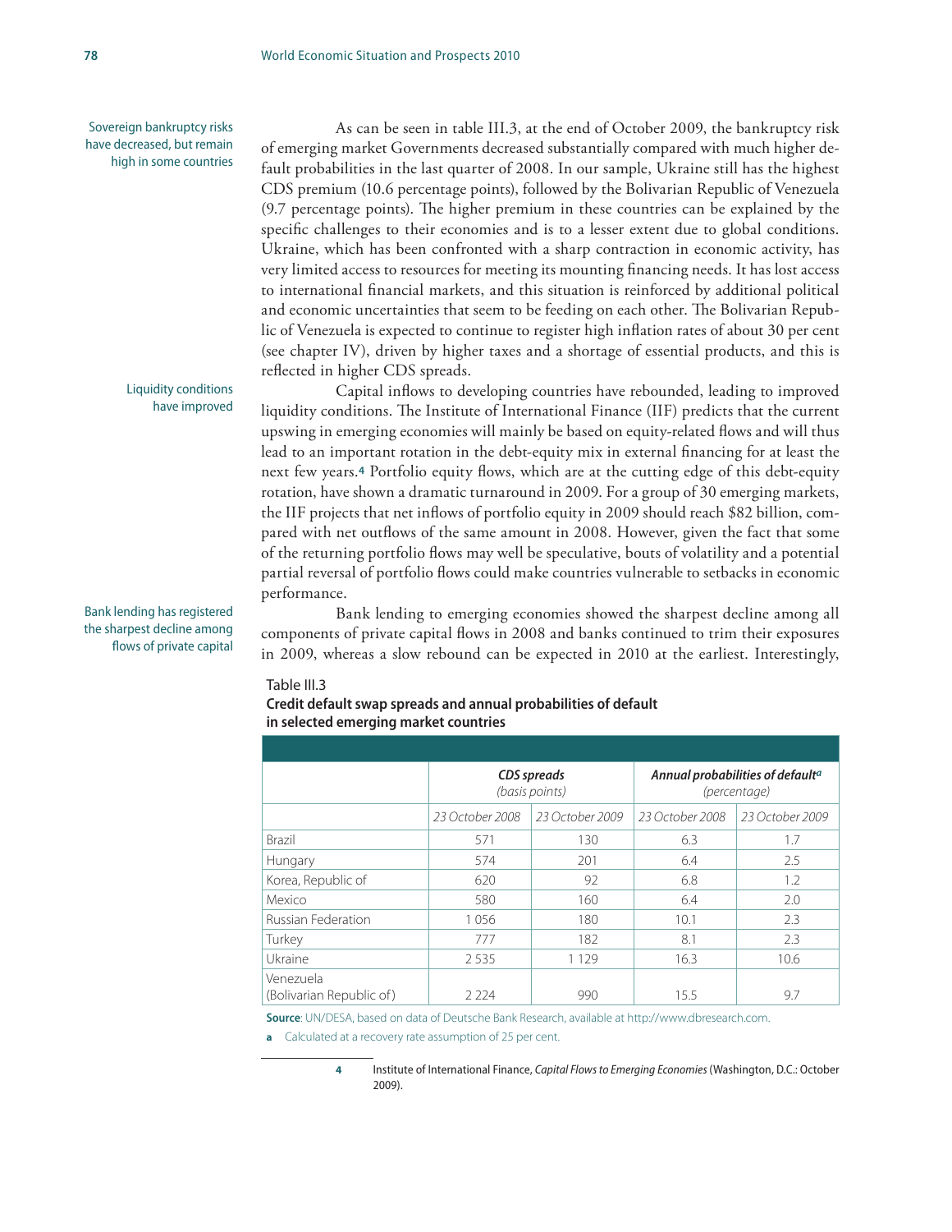Sovereign bankruptcy risks have decreased, but remain high in some countries

As can be seen in table III.3, at the end of October 2009, the bankruptcy risk of emerging market Governments decreased substantially compared with much higher default probabilities in the last quarter of 2008. In our sample, Ukraine still has the highest CDS premium (10.6 percentage points), followed by the Bolivarian Republic of Venezuela (9.7 percentage points). The higher premium in these countries can be explained by the specific challenges to their economies and is to a lesser extent due to global conditions. Ukraine, which has been confronted with a sharp contraction in economic activity, has very limited access to resources for meeting its mounting financing needs. It has lost access to international financial markets, and this situation is reinforced by additional political and economic uncertainties that seem to be feeding on each other. The Bolivarian Republic of Venezuela is expected to continue to register high inflation rates of about 30 per cent (see chapter IV), driven by higher taxes and a shortage of essential products, and this is reflected in higher CDS spreads.

Liquidity conditions have improved

Capital inflows to developing countries have rebounded, leading to improved liquidity conditions. The Institute of International Finance (IIF) predicts that the current upswing in emerging economies will mainly be based on equity-related flows and will thus lead to an important rotation in the debt-equity mix in external financing for at least the next few years.[4] Portfolio equity flows, which are at the cutting edge of this debt-equity rotation, have shown a dramatic turnaround in 2009. For a group of 30 emerging markets, the IIF projects that net inflows of portfolio equity in 2009 should reach $82 billion, compared with net outflows of the same amount in 2008. However, given the fact that some of the returning portfolio flows may well be speculative, bouts of volatility and a potential partial reversal of portfolio flows could make countries vulnerable to setbacks in economic performance.

Bank lending has registered the sharpest decline among flows of private capital

Bank lending to emerging economies showed the sharpest decline among all components of private capital flows in 2008 and banks continued to trim their exposures in 2009, whereas a slow rebound can be expected in 2010 at the earliest. Interestingly,

Table III.3
**Credit default swap spreads and annual probabilities of default in selected emerging market countries**

| | ***CDS spreads*** *(basis points)* | | ***Annual probabilities of default***[a] *(percentage)* | |
|---|---|---|---|---|
| | *23 October 2008* | *23 October 2009* | *23 October 2008* | *23 October 2009* |
| Brazil | 571 | 130 | 6.3 | 1.7 |
| Hungary | 574 | 201 | 6.4 | 2.5 |
| Korea, Republic of | 620 | 92 | 6.8 | 1.2 |
| Mexico | 580 | 160 | 6.4 | 2.0 |
| Russian Federation | 1 056 | 180 | 10.1 | 2.3 |
| Turkey | 777 | 182 | 8.1 | 2.3 |
| Ukraine | 2 535 | 1 129 | 16.3 | 10.6 |
| Venezuela (Bolivarian Republic of) | 2 224 | 990 | 15.5 | 9.7 |

**Source**: UN/DESA, based on data of Deutsche Bank Research, available at http://www.dbresearch.com.

**a** Calculated at a recovery rate assumption of 25 per cent.

4 Institute of International Finance, *Capital Flows to Emerging Economies* (Washington, D.C.: October 2009).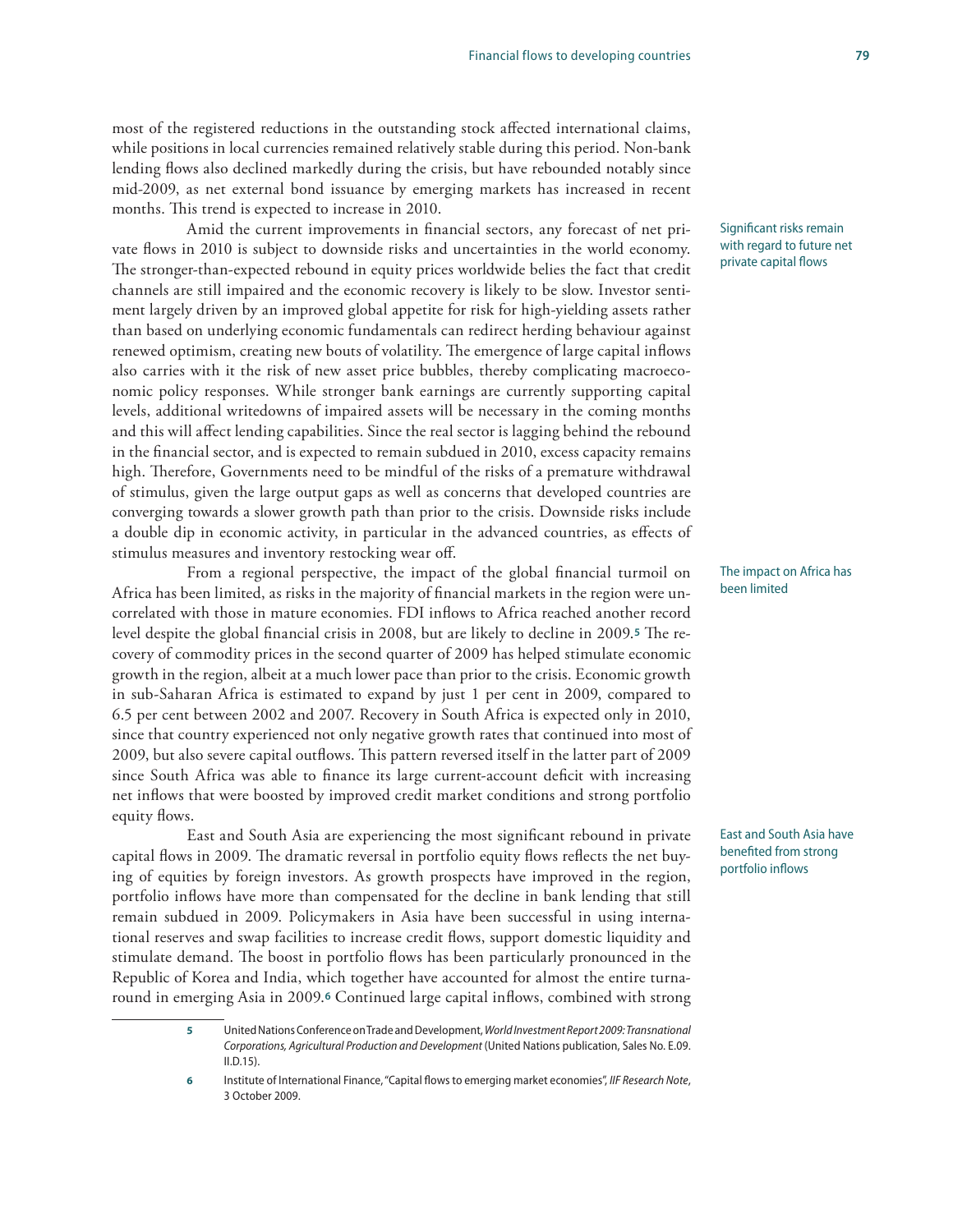most of the registered reductions in the outstanding stock affected international claims, while positions in local currencies remained relatively stable during this period. Non-bank lending flows also declined markedly during the crisis, but have rebounded notably since mid-2009, as net external bond issuance by emerging markets has increased in recent months. This trend is expected to increase in 2010.

Significant risks remain with regard to future net private capital flows

Amid the current improvements in financial sectors, any forecast of net private flows in 2010 is subject to downside risks and uncertainties in the world economy. The stronger-than-expected rebound in equity prices worldwide belies the fact that credit channels are still impaired and the economic recovery is likely to be slow. Investor sentiment largely driven by an improved global appetite for risk for high-yielding assets rather than based on underlying economic fundamentals can redirect herding behaviour against renewed optimism, creating new bouts of volatility. The emergence of large capital inflows also carries with it the risk of new asset price bubbles, thereby complicating macroeconomic policy responses. While stronger bank earnings are currently supporting capital levels, additional writedowns of impaired assets will be necessary in the coming months and this will affect lending capabilities. Since the real sector is lagging behind the rebound in the financial sector, and is expected to remain subdued in 2010, excess capacity remains high. Therefore, Governments need to be mindful of the risks of a premature withdrawal of stimulus, given the large output gaps as well as concerns that developed countries are converging towards a slower growth path than prior to the crisis. Downside risks include a double dip in economic activity, in particular in the advanced countries, as effects of stimulus measures and inventory restocking wear off.

The impact on Africa has been limited

From a regional perspective, the impact of the global financial turmoil on Africa has been limited, as risks in the majority of financial markets in the region were uncorrelated with those in mature economies. FDI inflows to Africa reached another record level despite the global financial crisis in 2008, but are likely to decline in 2009.[5] The recovery of commodity prices in the second quarter of 2009 has helped stimulate economic growth in the region, albeit at a much lower pace than prior to the crisis. Economic growth in sub-Saharan Africa is estimated to expand by just 1 per cent in 2009, compared to 6.5 per cent between 2002 and 2007. Recovery in South Africa is expected only in 2010, since that country experienced not only negative growth rates that continued into most of 2009, but also severe capital outflows. This pattern reversed itself in the latter part of 2009 since South Africa was able to finance its large current-account deficit with increasing net inflows that were boosted by improved credit market conditions and strong portfolio equity flows.

East and South Asia have benefited from strong portfolio inflows

East and South Asia are experiencing the most significant rebound in private capital flows in 2009. The dramatic reversal in portfolio equity flows reflects the net buying of equities by foreign investors. As growth prospects have improved in the region, portfolio inflows have more than compensated for the decline in bank lending that still remain subdued in 2009. Policymakers in Asia have been successful in using international reserves and swap facilities to increase credit flows, support domestic liquidity and stimulate demand. The boost in portfolio flows has been particularly pronounced in the Republic of Korea and India, which together have accounted for almost the entire turnaround in emerging Asia in 2009.[6] Continued large capital inflows, combined with strong

---

5 United Nations Conference on Trade and Development, *World Investment Report 2009: Transnational Corporations, Agricultural Production and Development* (United Nations publication, Sales No. E.09.II.D.15).

6 Institute of International Finance, "Capital flows to emerging market economies", *IIF Research Note*, 3 October 2009.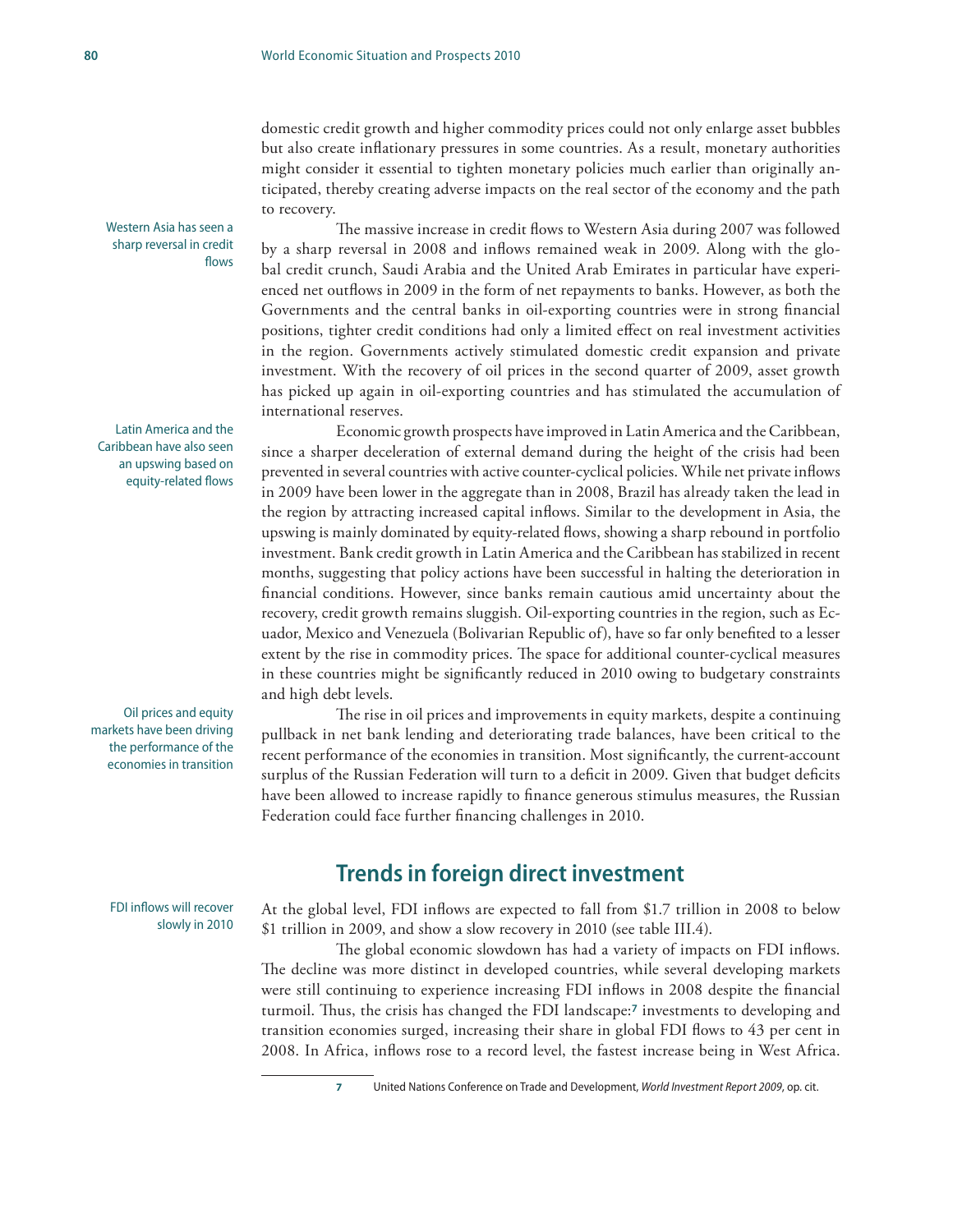domestic credit growth and higher commodity prices could not only enlarge asset bubbles but also create inflationary pressures in some countries. As a result, monetary authorities might consider it essential to tighten monetary policies much earlier than originally anticipated, thereby creating adverse impacts on the real sector of the economy and the path to recovery.

Western Asia has seen a sharp reversal in credit flows

The massive increase in credit flows to Western Asia during 2007 was followed by a sharp reversal in 2008 and inflows remained weak in 2009. Along with the global credit crunch, Saudi Arabia and the United Arab Emirates in particular have experienced net outflows in 2009 in the form of net repayments to banks. However, as both the Governments and the central banks in oil-exporting countries were in strong financial positions, tighter credit conditions had only a limited effect on real investment activities in the region. Governments actively stimulated domestic credit expansion and private investment. With the recovery of oil prices in the second quarter of 2009, asset growth has picked up again in oil-exporting countries and has stimulated the accumulation of international reserves.

Latin America and the Caribbean have also seen an upswing based on equity-related flows

Economic growth prospects have improved in Latin America and the Caribbean, since a sharper deceleration of external demand during the height of the crisis had been prevented in several countries with active counter-cyclical policies. While net private inflows in 2009 have been lower in the aggregate than in 2008, Brazil has already taken the lead in the region by attracting increased capital inflows. Similar to the development in Asia, the upswing is mainly dominated by equity-related flows, showing a sharp rebound in portfolio investment. Bank credit growth in Latin America and the Caribbean has stabilized in recent months, suggesting that policy actions have been successful in halting the deterioration in financial conditions. However, since banks remain cautious amid uncertainty about the recovery, credit growth remains sluggish. Oil-exporting countries in the region, such as Ecuador, Mexico and Venezuela (Bolivarian Republic of), have so far only benefited to a lesser extent by the rise in commodity prices. The space for additional counter-cyclical measures in these countries might be significantly reduced in 2010 owing to budgetary constraints and high debt levels.

Oil prices and equity markets have been driving the performance of the economies in transition

The rise in oil prices and improvements in equity markets, despite a continuing pullback in net bank lending and deteriorating trade balances, have been critical to the recent performance of the economies in transition. Most significantly, the current-account surplus of the Russian Federation will turn to a deficit in 2009. Given that budget deficits have been allowed to increase rapidly to finance generous stimulus measures, the Russian Federation could face further financing challenges in 2010.

## Trends in foreign direct investment

FDI inflows will recover slowly in 2010

At the global level, FDI inflows are expected to fall from $1.7 trillion in 2008 to below $1 trillion in 2009, and show a slow recovery in 2010 (see table III.4).

The global economic slowdown has had a variety of impacts on FDI inflows. The decline was more distinct in developed countries, while several developing markets were still continuing to experience increasing FDI inflows in 2008 despite the financial turmoil. Thus, the crisis has changed the FDI landscape:[7] investments to developing and transition economies surged, increasing their share in global FDI flows to 43 per cent in 2008. In Africa, inflows rose to a record level, the fastest increase being in West Africa.

7 United Nations Conference on Trade and Development, *World Investment Report 2009*, op. cit.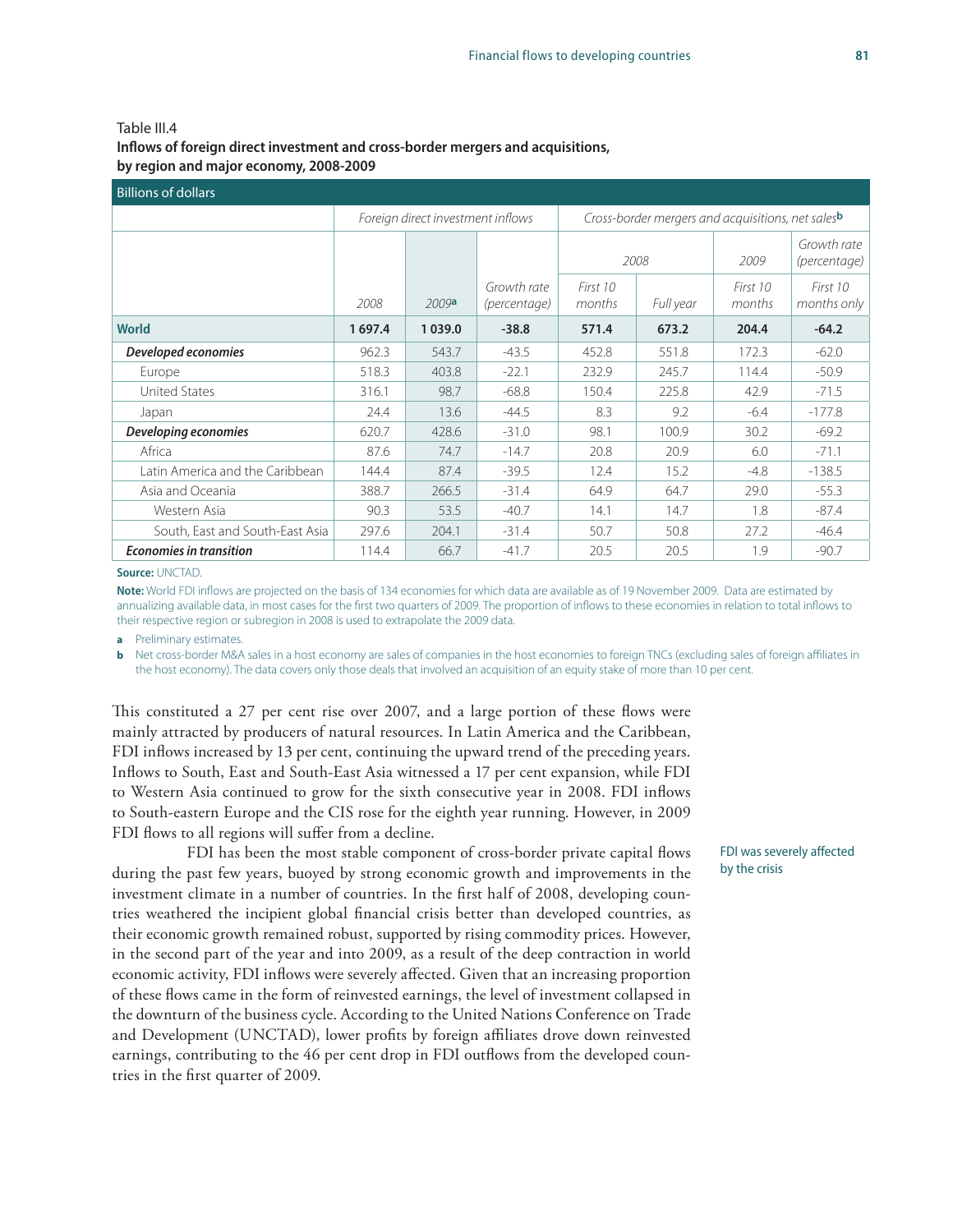Table III.4

**Inflows of foreign direct investment and cross-border mergers and acquisitions, by region and major economy, 2008-2009**

Billions of dollars

| | *Foreign direct investment inflows* | | | *Cross-border mergers and acquisitions, net sales*[b] | | | |
|---|---|---|---|---|---|---|---|
| | | | | *2008* | | *2009* | *Growth rate (percentage)* |
| | *2008* | *2009*[a] | *Growth rate (percentage)* | *First 10 months* | *Full year* | *First 10 months* | *First 10 months only* |
| **World** | **1 697.4** | **1 039.0** | **-38.8** | **571.4** | **673.2** | **204.4** | **-64.2** |
| ***Developed economies*** | 962.3 | 543.7 | -43.5 | 452.8 | 551.8 | 172.3 | -62.0 |
| Europe | 518.3 | 403.8 | -22.1 | 232.9 | 245.7 | 114.4 | -50.9 |
| United States | 316.1 | 98.7 | -68.8 | 150.4 | 225.8 | 42.9 | -71.5 |
| Japan | 24.4 | 13.6 | -44.5 | 8.3 | 9.2 | -6.4 | -177.8 |
| ***Developing economies*** | 620.7 | 428.6 | -31.0 | 98.1 | 100.9 | 30.2 | -69.2 |
| Africa | 87.6 | 74.7 | -14.7 | 20.8 | 20.9 | 6.0 | -71.1 |
| Latin America and the Caribbean | 144.4 | 87.4 | -39.5 | 12.4 | 15.2 | -4.8 | -138.5 |
| Asia and Oceania | 388.7 | 266.5 | -31.4 | 64.9 | 64.7 | 29.0 | -55.3 |
| Western Asia | 90.3 | 53.5 | -40.7 | 14.1 | 14.7 | 1.8 | -87.4 |
| South, East and South-East Asia | 297.6 | 204.1 | -31.4 | 50.7 | 50.8 | 27.2 | -46.4 |
| ***Economies in transition*** | 114.4 | 66.7 | -41.7 | 20.5 | 20.5 | 1.9 | -90.7 |

**Source:** UNCTAD.

**Note:** World FDI inflows are projected on the basis of 134 economies for which data are available as of 19 November 2009. Data are estimated by annualizing available data, in most cases for the first two quarters of 2009. The proportion of inflows to these economies in relation to total inflows to their respective region or subregion in 2008 is used to extrapolate the 2009 data.

a Preliminary estimates.

b Net cross-border M&A sales in a host economy are sales of companies in the host economies to foreign TNCs (excluding sales of foreign affiliates in the host economy). The data covers only those deals that involved an acquisition of an equity stake of more than 10 per cent.

This constituted a 27 per cent rise over 2007, and a large portion of these flows were mainly attracted by producers of natural resources. In Latin America and the Caribbean, FDI inflows increased by 13 per cent, continuing the upward trend of the preceding years. Inflows to South, East and South-East Asia witnessed a 17 per cent expansion, while FDI to Western Asia continued to grow for the sixth consecutive year in 2008. FDI inflows to South-eastern Europe and the CIS rose for the eighth year running. However, in 2009 FDI flows to all regions will suffer from a decline.

FDI was severely affected by the crisis

FDI has been the most stable component of cross-border private capital flows during the past few years, buoyed by strong economic growth and improvements in the investment climate in a number of countries. In the first half of 2008, developing countries weathered the incipient global financial crisis better than developed countries, as their economic growth remained robust, supported by rising commodity prices. However, in the second part of the year and into 2009, as a result of the deep contraction in world economic activity, FDI inflows were severely affected. Given that an increasing proportion of these flows came in the form of reinvested earnings, the level of investment collapsed in the downturn of the business cycle. According to the United Nations Conference on Trade and Development (UNCTAD), lower profits by foreign affiliates drove down reinvested earnings, contributing to the 46 per cent drop in FDI outflows from the developed countries in the first quarter of 2009.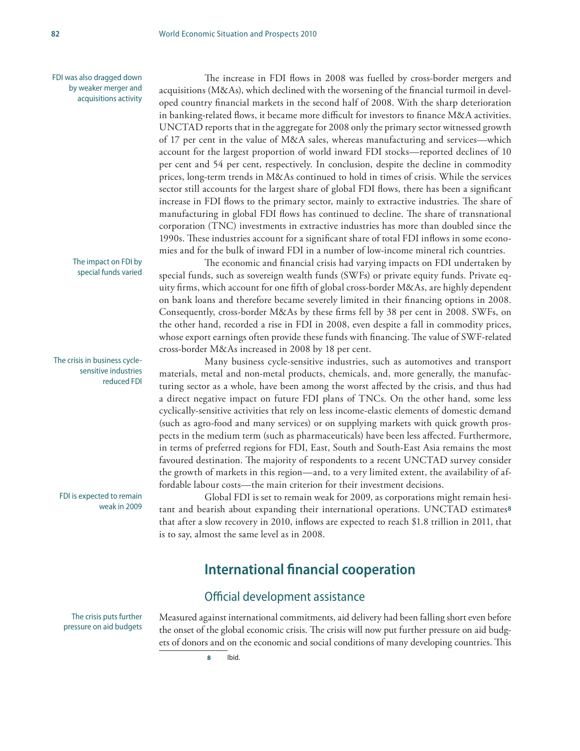FDI was also dragged down by weaker merger and acquisitions activity

The increase in FDI flows in 2008 was fuelled by cross-border mergers and acquisitions (M&As), which declined with the worsening of the financial turmoil in developed country financial markets in the second half of 2008. With the sharp deterioration in banking-related flows, it became more difficult for investors to finance M&A activities. UNCTAD reports that in the aggregate for 2008 only the primary sector witnessed growth of 17 per cent in the value of M&A sales, whereas manufacturing and services—which account for the largest proportion of world inward FDI stocks—reported declines of 10 per cent and 54 per cent, respectively. In conclusion, despite the decline in commodity prices, long-term trends in M&As continued to hold in times of crisis. While the services sector still accounts for the largest share of global FDI flows, there has been a significant increase in FDI flows to the primary sector, mainly to extractive industries. The share of manufacturing in global FDI flows has continued to decline. The share of transnational corporation (TNC) investments in extractive industries has more than doubled since the 1990s. These industries account for a significant share of total FDI inflows in some economies and for the bulk of inward FDI in a number of low-income mineral rich countries.

The impact on FDI by special funds varied

The economic and financial crisis had varying impacts on FDI undertaken by special funds, such as sovereign wealth funds (SWFs) or private equity funds. Private equity firms, which account for one fifth of global cross-border M&As, are highly dependent on bank loans and therefore became severely limited in their financing options in 2008. Consequently, cross-border M&As by these firms fell by 38 per cent in 2008. SWFs, on the other hand, recorded a rise in FDI in 2008, even despite a fall in commodity prices, whose export earnings often provide these funds with financing. The value of SWF-related cross-border M&As increased in 2008 by 18 per cent.

The crisis in business cycle-sensitive industries reduced FDI

Many business cycle-sensitive industries, such as automotives and transport materials, metal and non-metal products, chemicals, and, more generally, the manufacturing sector as a whole, have been among the worst affected by the crisis, and thus had a direct negative impact on future FDI plans of TNCs. On the other hand, some less cyclically-sensitive activities that rely on less income-elastic elements of domestic demand (such as agro-food and many services) or on supplying markets with quick growth prospects in the medium term (such as pharmaceuticals) have been less affected. Furthermore, in terms of preferred regions for FDI, East, South and South-East Asia remains the most favoured destination. The majority of respondents to a recent UNCTAD survey consider the growth of markets in this region—and, to a very limited extent, the availability of affordable labour costs—the main criterion for their investment decisions.

FDI is expected to remain weak in 2009

Global FDI is set to remain weak for 2009, as corporations might remain hesitant and bearish about expanding their international operations. UNCTAD estimates[8] that after a slow recovery in 2010, inflows are expected to reach $1.8 trillion in 2011, that is to say, almost the same level as in 2008.

## International financial cooperation

### Official development assistance

The crisis puts further pressure on aid budgets

Measured against international commitments, aid delivery had been falling short even before the onset of the global economic crisis. The crisis will now put further pressure on aid budgets of donors and on the economic and social conditions of many developing countries. This

8 Ibid.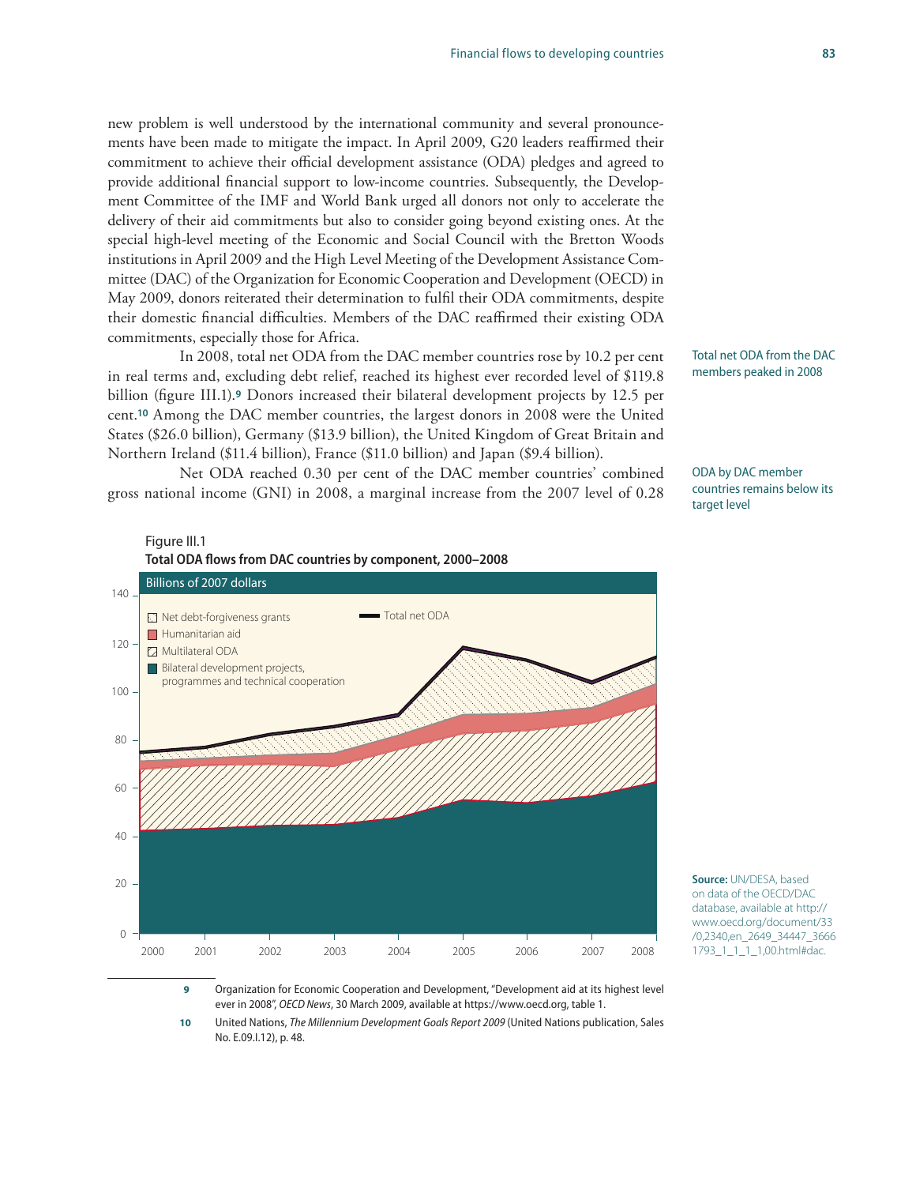new problem is well understood by the international community and several pronouncements have been made to mitigate the impact. In April 2009, G20 leaders reaffirmed their commitment to achieve their official development assistance (ODA) pledges and agreed to provide additional financial support to low-income countries. Subsequently, the Development Committee of the IMF and World Bank urged all donors not only to accelerate the delivery of their aid commitments but also to consider going beyond existing ones. At the special high-level meeting of the Economic and Social Council with the Bretton Woods institutions in April 2009 and the High Level Meeting of the Development Assistance Committee (DAC) of the Organization for Economic Cooperation and Development (OECD) in May 2009, donors reiterated their determination to fulfil their ODA commitments, despite their domestic financial difficulties. Members of the DAC reaffirmed their existing ODA commitments, especially those for Africa.

Total net ODA from the DAC members peaked in 2008

In 2008, total net ODA from the DAC member countries rose by 10.2 per cent in real terms and, excluding debt relief, reached its highest ever recorded level of $119.8 billion (figure III.1).[9] Donors increased their bilateral development projects by 12.5 per cent.[10] Among the DAC member countries, the largest donors in 2008 were the United States ($26.0 billion), Germany ($13.9 billion), the United Kingdom of Great Britain and Northern Ireland ($11.4 billion), France ($11.0 billion) and Japan ($9.4 billion).

ODA by DAC member countries remains below its target level

Net ODA reached 0.30 per cent of the DAC member countries' combined gross national income (GNI) in 2008, a marginal increase from the 2007 level of 0.28

Figure III.1

**Total ODA flows from DAC countries by component, 2000–2008**

Billions of 2007 dollars

Legend: Net debt-forgiveness grants; Humanitarian aid; Multilateral ODA; Bilateral development projects, programmes and technical cooperation; Total net ODA

Source: UN/DESA, based on data of the OECD/DAC database, available at http://www.oecd.org/document/33/0,2340,en_2649_34447_36661793_1_1_1_1,00.html#dac.

---

9 Organization for Economic Cooperation and Development, "Development aid at its highest level ever in 2008", *OECD News*, 30 March 2009, available at https://www.oecd.org, table 1.

10 United Nations, *The Millennium Development Goals Report 2009* (United Nations publication, Sales No. E.09.I.12), p. 48.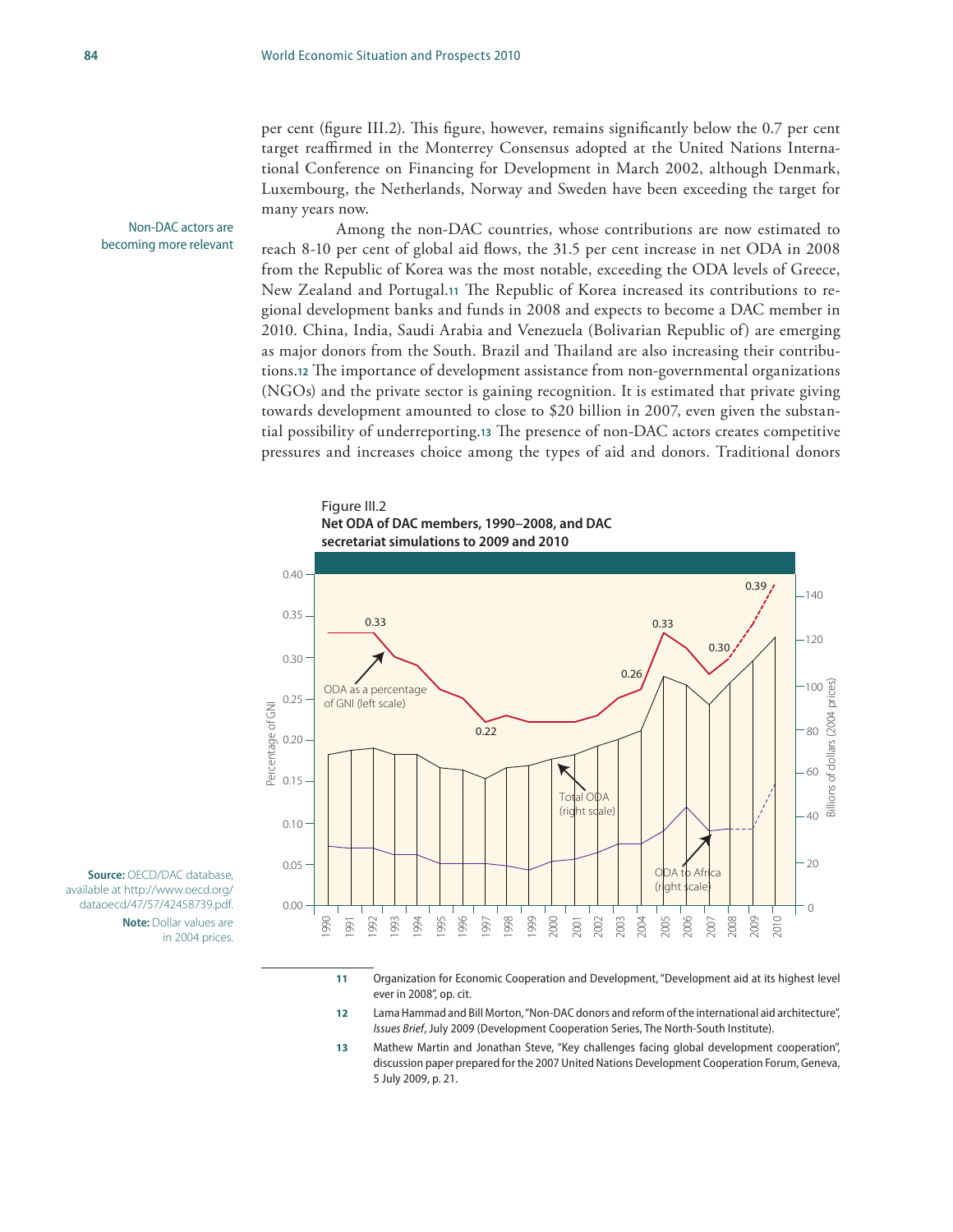per cent (figure III.2). This figure, however, remains significantly below the 0.7 per cent target reaffirmed in the Monterrey Consensus adopted at the United Nations International Conference on Financing for Development in March 2002, although Denmark, Luxembourg, the Netherlands, Norway and Sweden have been exceeding the target for many years now.

Non-DAC actors are becoming more relevant

Among the non-DAC countries, whose contributions are now estimated to reach 8-10 per cent of global aid flows, the 31.5 per cent increase in net ODA in 2008 from the Republic of Korea was the most notable, exceeding the ODA levels of Greece, New Zealand and Portugal.[11] The Republic of Korea increased its contributions to regional development banks and funds in 2008 and expects to become a DAC member in 2010. China, India, Saudi Arabia and Venezuela (Bolivarian Republic of) are emerging as major donors from the South. Brazil and Thailand are also increasing their contributions.[12] The importance of development assistance from non-governmental organizations (NGOs) and the private sector is gaining recognition. It is estimated that private giving towards development amounted to close to $20 billion in 2007, even given the substantial possibility of underreporting.[13] The presence of non-DAC actors creates competitive pressures and increases choice among the types of aid and donors. Traditional donors

Figure III.2
**Net ODA of DAC members, 1990–2008, and DAC secretariat simulations to 2009 and 2010**

**Source:** OECD/DAC database, available at http://www.oecd.org/dataoecd/47/57/42458739.pdf.
**Note:** Dollar values are in 2004 prices.

11 Organization for Economic Cooperation and Development, "Development aid at its highest level ever in 2008", op. cit.

12 Lama Hammad and Bill Morton, "Non-DAC donors and reform of the international aid architecture", *Issues Brief*, July 2009 (Development Cooperation Series, The North-South Institute).

13 Mathew Martin and Jonathan Steve, "Key challenges facing global development cooperation", discussion paper prepared for the 2007 United Nations Development Cooperation Forum, Geneva, 5 July 2009, p. 21.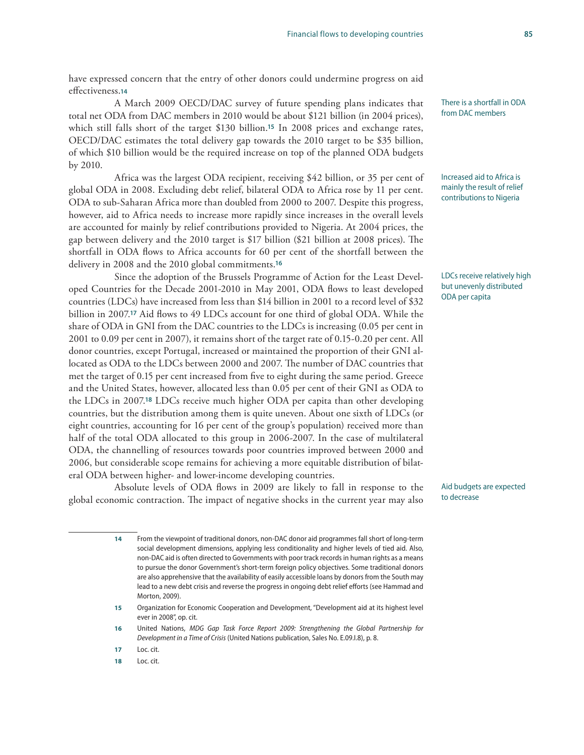have expressed concern that the entry of other donors could undermine progress on aid effectiveness.[14]

There is a shortfall in ODA from DAC members

A March 2009 OECD/DAC survey of future spending plans indicates that total net ODA from DAC members in 2010 would be about $121 billion (in 2004 prices), which still falls short of the target $130 billion.[15] In 2008 prices and exchange rates, OECD/DAC estimates the total delivery gap towards the 2010 target to be $35 billion, of which $10 billion would be the required increase on top of the planned ODA budgets by 2010.

Increased aid to Africa is mainly the result of relief contributions to Nigeria

Africa was the largest ODA recipient, receiving $42 billion, or 35 per cent of global ODA in 2008. Excluding debt relief, bilateral ODA to Africa rose by 11 per cent. ODA to sub-Saharan Africa more than doubled from 2000 to 2007. Despite this progress, however, aid to Africa needs to increase more rapidly since increases in the overall levels are accounted for mainly by relief contributions provided to Nigeria. At 2004 prices, the gap between delivery and the 2010 target is $17 billion ($21 billion at 2008 prices). The shortfall in ODA flows to Africa accounts for 60 per cent of the shortfall between the delivery in 2008 and the 2010 global commitments.[16]

LDCs receive relatively high but unevenly distributed ODA per capita

Since the adoption of the Brussels Programme of Action for the Least Developed Countries for the Decade 2001-2010 in May 2001, ODA flows to least developed countries (LDCs) have increased from less than $14 billion in 2001 to a record level of $32 billion in 2007.[17] Aid flows to 49 LDCs account for one third of global ODA. While the share of ODA in GNI from the DAC countries to the LDCs is increasing (0.05 per cent in 2001 to 0.09 per cent in 2007), it remains short of the target rate of 0.15-0.20 per cent. All donor countries, except Portugal, increased or maintained the proportion of their GNI allocated as ODA to the LDCs between 2000 and 2007. The number of DAC countries that met the target of 0.15 per cent increased from five to eight during the same period. Greece and the United States, however, allocated less than 0.05 per cent of their GNI as ODA to the LDCs in 2007.[18] LDCs receive much higher ODA per capita than other developing countries, but the distribution among them is quite uneven. About one sixth of LDCs (or eight countries, accounting for 16 per cent of the group's population) received more than half of the total ODA allocated to this group in 2006-2007. In the case of multilateral ODA, the channelling of resources towards poor countries improved between 2000 and 2006, but considerable scope remains for achieving a more equitable distribution of bilateral ODA between higher- and lower-income developing countries.

Aid budgets are expected to decrease

Absolute levels of ODA flows in 2009 are likely to fall in response to the global economic contraction. The impact of negative shocks in the current year may also

---

[14] From the viewpoint of traditional donors, non-DAC donor aid programmes fall short of long-term social development dimensions, applying less conditionality and higher levels of tied aid. Also, non-DAC aid is often directed to Governments with poor track records in human rights as a means to pursue the donor Government's short-term foreign policy objectives. Some traditional donors are also apprehensive that the availability of easily accessible loans by donors from the South may lead to a new debt crisis and reverse the progress in ongoing debt relief efforts (see Hammad and Morton, 2009).

[15] Organization for Economic Cooperation and Development, "Development aid at its highest level ever in 2008", op. cit.

[16] United Nations, *MDG Gap Task Force Report 2009: Strengthening the Global Partnership for Development in a Time of Crisis* (United Nations publication, Sales No. E.09.I.8), p. 8.

[17] Loc. cit.

[18] Loc. cit.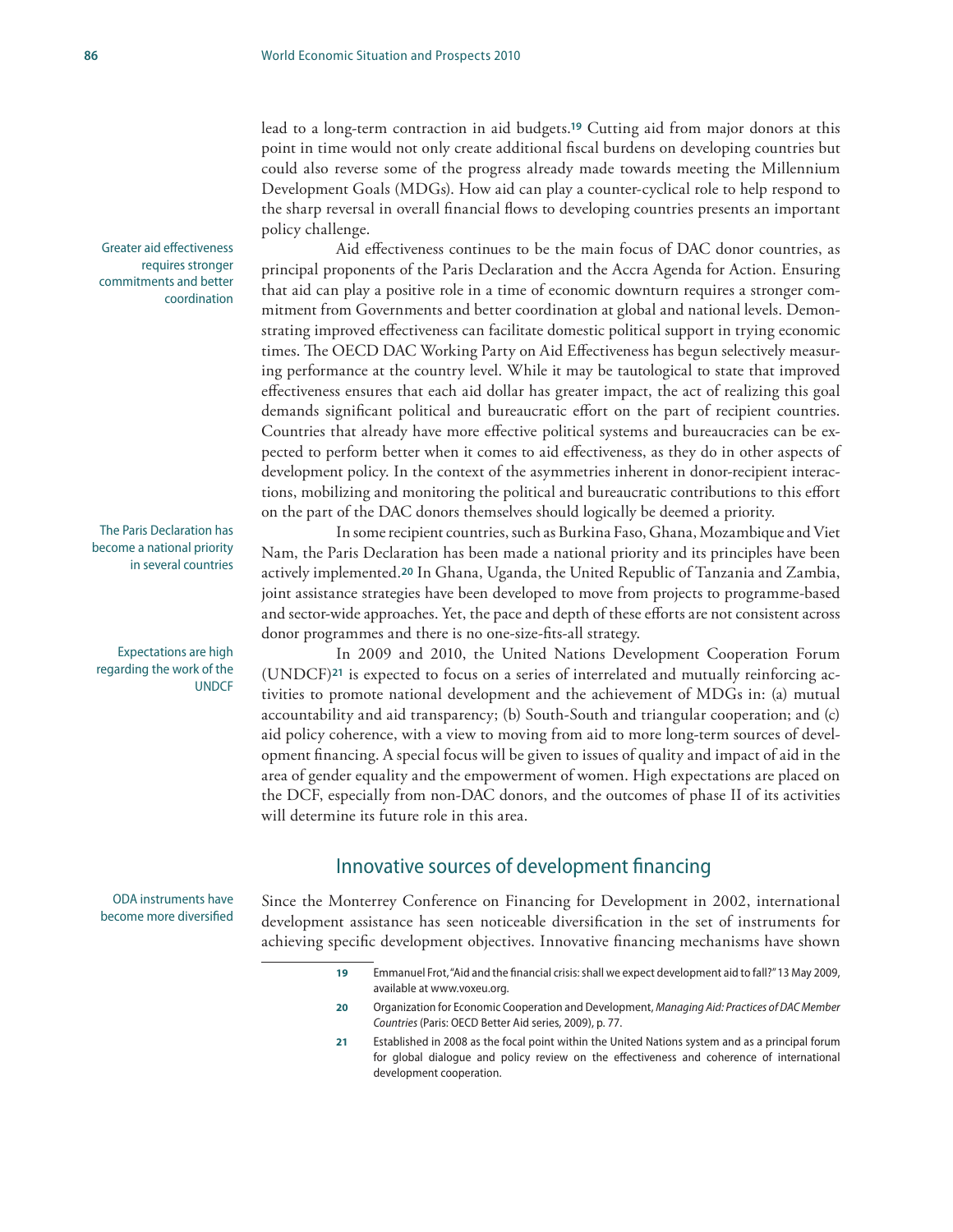lead to a long-term contraction in aid budgets.[19] Cutting aid from major donors at this point in time would not only create additional fiscal burdens on developing countries but could also reverse some of the progress already made towards meeting the Millennium Development Goals (MDGs). How aid can play a counter-cyclical role to help respond to the sharp reversal in overall financial flows to developing countries presents an important policy challenge.

Greater aid effectiveness requires stronger commitments and better coordination

Aid effectiveness continues to be the main focus of DAC donor countries, as principal proponents of the Paris Declaration and the Accra Agenda for Action. Ensuring that aid can play a positive role in a time of economic downturn requires a stronger commitment from Governments and better coordination at global and national levels. Demonstrating improved effectiveness can facilitate domestic political support in trying economic times. The OECD DAC Working Party on Aid Effectiveness has begun selectively measuring performance at the country level. While it may be tautological to state that improved effectiveness ensures that each aid dollar has greater impact, the act of realizing this goal demands significant political and bureaucratic effort on the part of recipient countries. Countries that already have more effective political systems and bureaucracies can be expected to perform better when it comes to aid effectiveness, as they do in other aspects of development policy. In the context of the asymmetries inherent in donor-recipient interactions, mobilizing and monitoring the political and bureaucratic contributions to this effort on the part of the DAC donors themselves should logically be deemed a priority.

The Paris Declaration has become a national priority in several countries

In some recipient countries, such as Burkina Faso, Ghana, Mozambique and Viet Nam, the Paris Declaration has been made a national priority and its principles have been actively implemented.[20] In Ghana, Uganda, the United Republic of Tanzania and Zambia, joint assistance strategies have been developed to move from projects to programme-based and sector-wide approaches. Yet, the pace and depth of these efforts are not consistent across donor programmes and there is no one-size-fits-all strategy.

Expectations are high regarding the work of the UNDCF

In 2009 and 2010, the United Nations Development Cooperation Forum (UNDCF)[21] is expected to focus on a series of interrelated and mutually reinforcing activities to promote national development and the achievement of MDGs in: (a) mutual accountability and aid transparency; (b) South-South and triangular cooperation; and (c) aid policy coherence, with a view to moving from aid to more long-term sources of development financing. A special focus will be given to issues of quality and impact of aid in the area of gender equality and the empowerment of women. High expectations are placed on the DCF, especially from non-DAC donors, and the outcomes of phase II of its activities will determine its future role in this area.

## Innovative sources of development financing

ODA instruments have become more diversified

Since the Monterrey Conference on Financing for Development in 2002, international development assistance has seen noticeable diversification in the set of instruments for achieving specific development objectives. Innovative financing mechanisms have shown

---

19 Emmanuel Frot, "Aid and the financial crisis: shall we expect development aid to fall?" 13 May 2009, available at www.voxeu.org.

20 Organization for Economic Cooperation and Development, *Managing Aid: Practices of DAC Member Countries* (Paris: OECD Better Aid series, 2009), p. 77.

21 Established in 2008 as the focal point within the United Nations system and as a principal forum for global dialogue and policy review on the effectiveness and coherence of international development cooperation.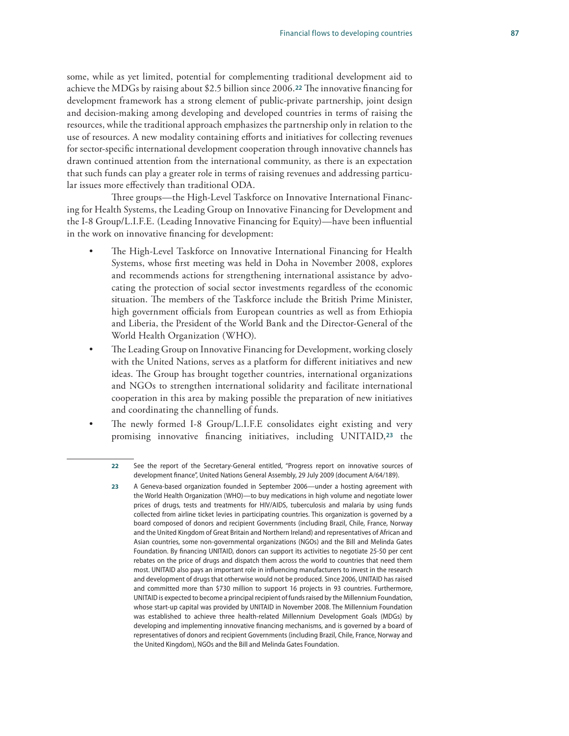some, while as yet limited, potential for complementing traditional development aid to achieve the MDGs by raising about $2.5 billion since 2006.[22] The innovative financing for development framework has a strong element of public-private partnership, joint design and decision-making among developing and developed countries in terms of raising the resources, while the traditional approach emphasizes the partnership only in relation to the use of resources. A new modality containing efforts and initiatives for collecting revenues for sector-specific international development cooperation through innovative channels has drawn continued attention from the international community, as there is an expectation that such funds can play a greater role in terms of raising revenues and addressing particular issues more effectively than traditional ODA.

Three groups—the High-Level Taskforce on Innovative International Financing for Health Systems, the Leading Group on Innovative Financing for Development and the I-8 Group/L.I.F.E. (Leading Innovative Financing for Equity)—have been influential in the work on innovative financing for development:

- The High-Level Taskforce on Innovative International Financing for Health Systems, whose first meeting was held in Doha in November 2008, explores and recommends actions for strengthening international assistance by advocating the protection of social sector investments regardless of the economic situation. The members of the Taskforce include the British Prime Minister, high government officials from European countries as well as from Ethiopia and Liberia, the President of the World Bank and the Director-General of the World Health Organization (WHO).
- The Leading Group on Innovative Financing for Development, working closely with the United Nations, serves as a platform for different initiatives and new ideas. The Group has brought together countries, international organizations and NGOs to strengthen international solidarity and facilitate international cooperation in this area by making possible the preparation of new initiatives and coordinating the channelling of funds.
- The newly formed I-8 Group/L.I.F.E consolidates eight existing and very promising innovative financing initiatives, including UNITAID,[23] the

---

[22] See the report of the Secretary-General entitled, "Progress report on innovative sources of development finance", United Nations General Assembly, 29 July 2009 (document A/64/189).

[23] A Geneva-based organization founded in September 2006—under a hosting agreement with the World Health Organization (WHO)—to buy medications in high volume and negotiate lower prices of drugs, tests and treatments for HIV/AIDS, tuberculosis and malaria by using funds collected from airline ticket levies in participating countries. This organization is governed by a board composed of donors and recipient Governments (including Brazil, Chile, France, Norway and the United Kingdom of Great Britain and Northern Ireland) and representatives of African and Asian countries, some non-governmental organizations (NGOs) and the Bill and Melinda Gates Foundation. By financing UNITAID, donors can support its activities to negotiate 25-50 per cent rebates on the price of drugs and dispatch them across the world to countries that need them most. UNITAID also pays an important role in influencing manufacturers to invest in the research and development of drugs that otherwise would not be produced. Since 2006, UNITAID has raised and committed more than $730 million to support 16 projects in 93 countries. Furthermore, UNITAID is expected to become a principal recipient of funds raised by the Millennium Foundation, whose start-up capital was provided by UNITAID in November 2008. The Millennium Foundation was established to achieve three health-related Millennium Development Goals (MDGs) by developing and implementing innovative financing mechanisms, and is governed by a board of representatives of donors and recipient Governments (including Brazil, Chile, France, Norway and the United Kingdom), NGOs and the Bill and Melinda Gates Foundation.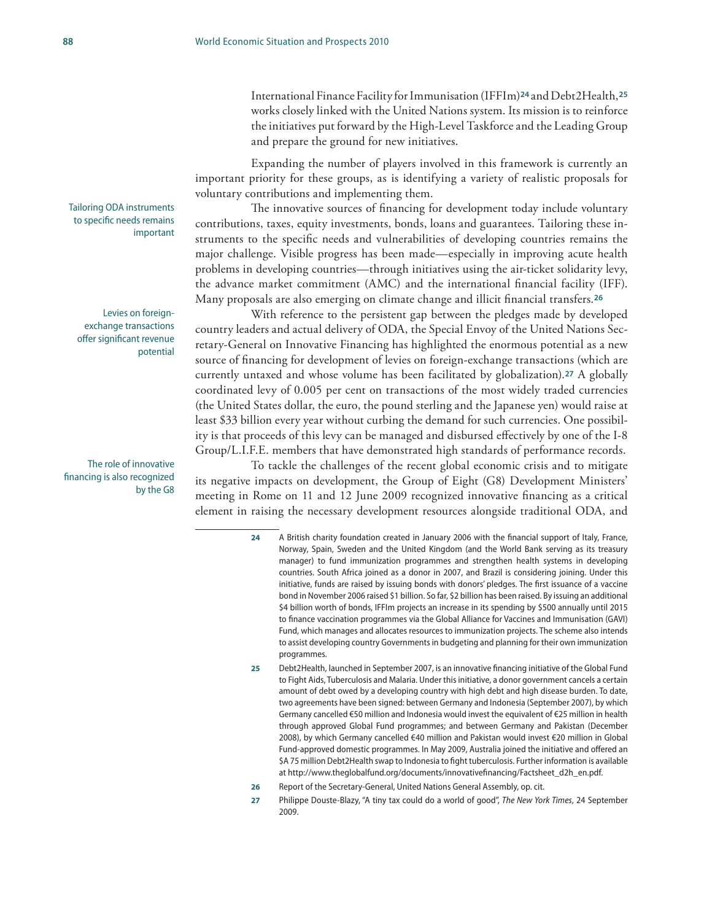International Finance Facility for Immunisation (IFFIm)[24] and Debt2Health,[25] works closely linked with the United Nations system. Its mission is to reinforce the initiatives put forward by the High-Level Taskforce and the Leading Group and prepare the ground for new initiatives.

Expanding the number of players involved in this framework is currently an important priority for these groups, as is identifying a variety of realistic proposals for voluntary contributions and implementing them.

*Tailoring ODA instruments to specific needs remains important*

The innovative sources of financing for development today include voluntary contributions, taxes, equity investments, bonds, loans and guarantees. Tailoring these instruments to the specific needs and vulnerabilities of developing countries remains the major challenge. Visible progress has been made—especially in improving acute health problems in developing countries—through initiatives using the air-ticket solidarity levy, the advance market commitment (AMC) and the international financial facility (IFF). Many proposals are also emerging on climate change and illicit financial transfers.[26]

*Levies on foreign-exchange transactions offer significant revenue potential*

With reference to the persistent gap between the pledges made by developed country leaders and actual delivery of ODA, the Special Envoy of the United Nations Secretary-General on Innovative Financing has highlighted the enormous potential as a new source of financing for development of levies on foreign-exchange transactions (which are currently untaxed and whose volume has been facilitated by globalization).[27] A globally coordinated levy of 0.005 per cent on transactions of the most widely traded currencies (the United States dollar, the euro, the pound sterling and the Japanese yen) would raise at least $33 billion every year without curbing the demand for such currencies. One possibility is that proceeds of this levy can be managed and disbursed effectively by one of the I-8 Group/L.I.F.E. members that have demonstrated high standards of performance records.

*The role of innovative financing is also recognized by the G8*

To tackle the challenges of the recent global economic crisis and to mitigate its negative impacts on development, the Group of Eight (G8) Development Ministers' meeting in Rome on 11 and 12 June 2009 recognized innovative financing as a critical element in raising the necessary development resources alongside traditional ODA, and

---

24 A British charity foundation created in January 2006 with the financial support of Italy, France, Norway, Spain, Sweden and the United Kingdom (and the World Bank serving as its treasury manager) to fund immunization programmes and strengthen health systems in developing countries. South Africa joined as a donor in 2007, and Brazil is considering joining. Under this initiative, funds are raised by issuing bonds with donors' pledges. The first issuance of a vaccine bond in November 2006 raised $1 billion. So far, $2 billion has been raised. By issuing an additional $4 billion worth of bonds, IFFIm projects an increase in its spending by $500 annually until 2015 to finance vaccination programmes via the Global Alliance for Vaccines and Immunisation (GAVI) Fund, which manages and allocates resources to immunization projects. The scheme also intends to assist developing country Governments in budgeting and planning for their own immunization programmes.

25 Debt2Health, launched in September 2007, is an innovative financing initiative of the Global Fund to Fight Aids, Tuberculosis and Malaria. Under this initiative, a donor government cancels a certain amount of debt owed by a developing country with high debt and high disease burden. To date, two agreements have been signed: between Germany and Indonesia (September 2007), by which Germany cancelled €50 million and Indonesia would invest the equivalent of €25 million in health through approved Global Fund programmes; and between Germany and Pakistan (December 2008), by which Germany cancelled €40 million and Pakistan would invest €20 million in Global Fund-approved domestic programmes. In May 2009, Australia joined the initiative and offered an $A 75 million Debt2Health swap to Indonesia to fight tuberculosis. Further information is available at http://www.theglobalfund.org/documents/innovativefinancing/Factsheet_d2h_en.pdf.

26 Report of the Secretary-General, United Nations General Assembly, op. cit.

27 Philippe Douste-Blazy, "A tiny tax could do a world of good", *The New York Times*, 24 September 2009.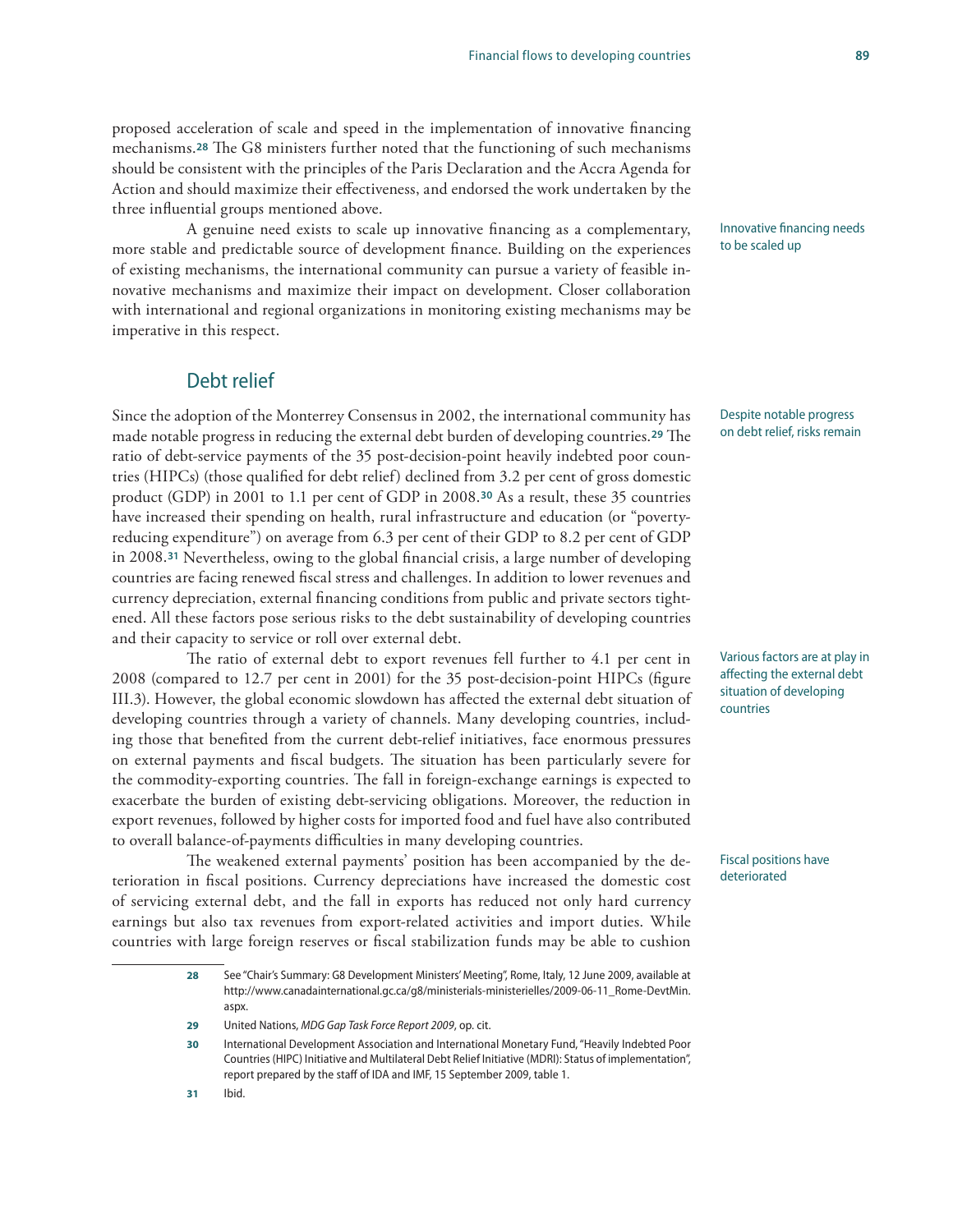proposed acceleration of scale and speed in the implementation of innovative financing mechanisms.[28] The G8 ministers further noted that the functioning of such mechanisms should be consistent with the principles of the Paris Declaration and the Accra Agenda for Action and should maximize their effectiveness, and endorsed the work undertaken by the three influential groups mentioned above.

Innovative financing needs to be scaled up

A genuine need exists to scale up innovative financing as a complementary, more stable and predictable source of development finance. Building on the experiences of existing mechanisms, the international community can pursue a variety of feasible innovative mechanisms and maximize their impact on development. Closer collaboration with international and regional organizations in monitoring existing mechanisms may be imperative in this respect.

## Debt relief

Despite notable progress on debt relief, risks remain

Since the adoption of the Monterrey Consensus in 2002, the international community has made notable progress in reducing the external debt burden of developing countries.[29] The ratio of debt-service payments of the 35 post-decision-point heavily indebted poor countries (HIPCs) (those qualified for debt relief) declined from 3.2 per cent of gross domestic product (GDP) in 2001 to 1.1 per cent of GDP in 2008.[30] As a result, these 35 countries have increased their spending on health, rural infrastructure and education (or "poverty-reducing expenditure") on average from 6.3 per cent of their GDP to 8.2 per cent of GDP in 2008.[31] Nevertheless, owing to the global financial crisis, a large number of developing countries are facing renewed fiscal stress and challenges. In addition to lower revenues and currency depreciation, external financing conditions from public and private sectors tightened. All these factors pose serious risks to the debt sustainability of developing countries and their capacity to service or roll over external debt.

Various factors are at play in affecting the external debt situation of developing countries

The ratio of external debt to export revenues fell further to 4.1 per cent in 2008 (compared to 12.7 per cent in 2001) for the 35 post-decision-point HIPCs (figure III.3). However, the global economic slowdown has affected the external debt situation of developing countries through a variety of channels. Many developing countries, including those that benefited from the current debt-relief initiatives, face enormous pressures on external payments and fiscal budgets. The situation has been particularly severe for the commodity-exporting countries. The fall in foreign-exchange earnings is expected to exacerbate the burden of existing debt-servicing obligations. Moreover, the reduction in export revenues, followed by higher costs for imported food and fuel have also contributed to overall balance-of-payments difficulties in many developing countries.

Fiscal positions have deteriorated

The weakened external payments' position has been accompanied by the deterioration in fiscal positions. Currency depreciations have increased the domestic cost of servicing external debt, and the fall in exports has reduced not only hard currency earnings but also tax revenues from export-related activities and import duties. While countries with large foreign reserves or fiscal stabilization funds may be able to cushion

---

28 See "Chair's Summary: G8 Development Ministers' Meeting", Rome, Italy, 12 June 2009, available at http://www.canadainternational.gc.ca/g8/ministerials-ministerielles/2009-06-11_Rome-DevtMin.aspx.

29 United Nations, *MDG Gap Task Force Report 2009*, op. cit.

30 International Development Association and International Monetary Fund, "Heavily Indebted Poor Countries (HIPC) Initiative and Multilateral Debt Relief Initiative (MDRI): Status of implementation", report prepared by the staff of IDA and IMF, 15 September 2009, table 1.

31 Ibid.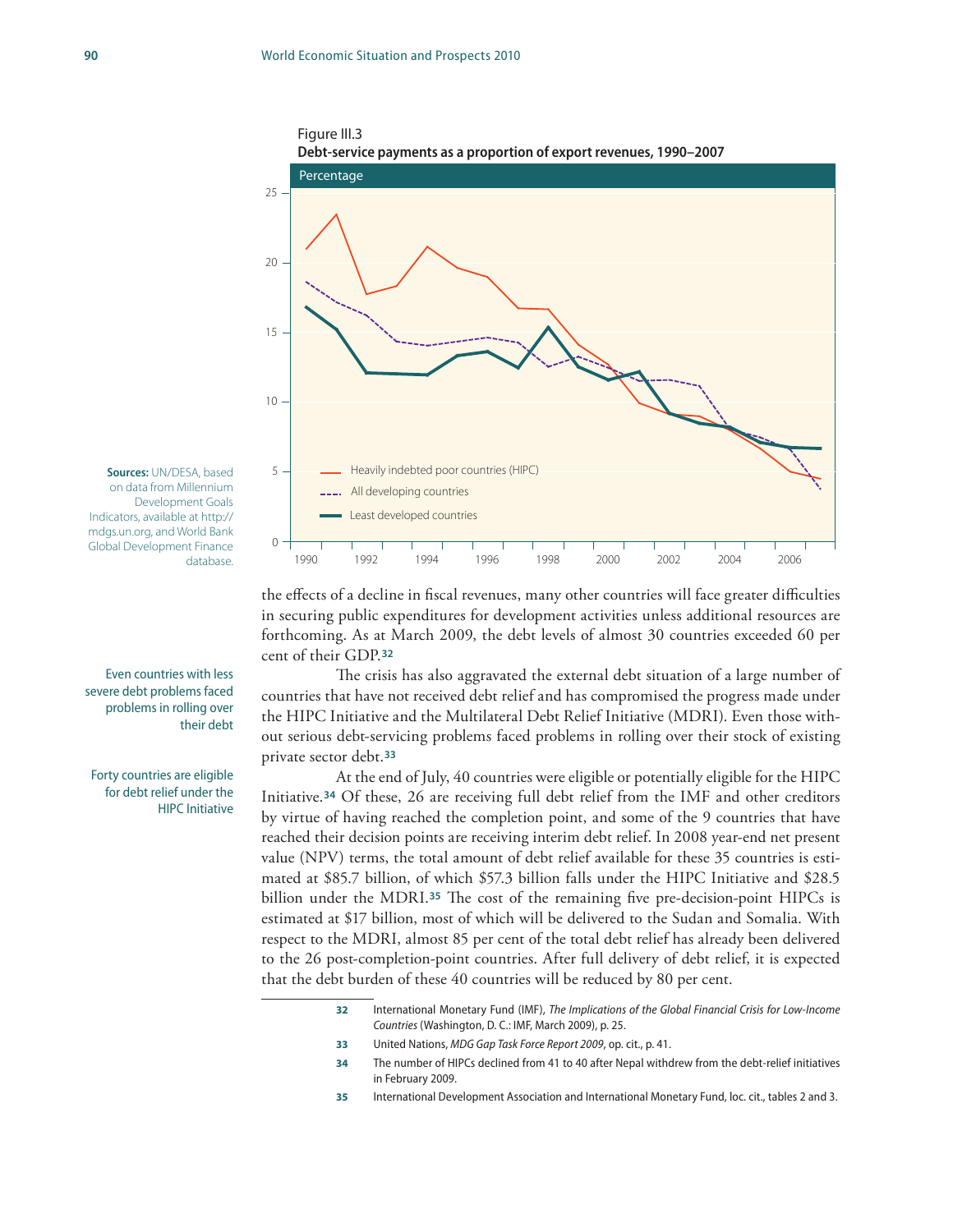Figure III.3
**Debt-service payments as a proportion of export revenues, 1990–2007**

Percentage

- Heavily indebted poor countries (HIPC)
- All developing countries
- Least developed countries

**Sources:** UN/DESA, based on data from Millennium Development Goals Indicators, available at http://mdgs.un.org, and World Bank Global Development Finance database.

the effects of a decline in fiscal revenues, many other countries will face greater difficulties in securing public expenditures for development activities unless additional resources are forthcoming. As at March 2009, the debt levels of almost 30 countries exceeded 60 per cent of their GDP.[32]

Even countries with less severe debt problems faced problems in rolling over their debt

The crisis has also aggravated the external debt situation of a large number of countries that have not received debt relief and has compromised the progress made under the HIPC Initiative and the Multilateral Debt Relief Initiative (MDRI). Even those without serious debt-servicing problems faced problems in rolling over their stock of existing private sector debt.[33]

Forty countries are eligible for debt relief under the HIPC Initiative

At the end of July, 40 countries were eligible or potentially eligible for the HIPC Initiative.[34] Of these, 26 are receiving full debt relief from the IMF and other creditors by virtue of having reached the completion point, and some of the 9 countries that have reached their decision points are receiving interim debt relief. In 2008 year-end net present value (NPV) terms, the total amount of debt relief available for these 35 countries is estimated at $85.7 billion, of which $57.3 billion falls under the HIPC Initiative and $28.5 billion under the MDRI.[35] The cost of the remaining five pre-decision-point HIPCs is estimated at $17 billion, most of which will be delivered to the Sudan and Somalia. With respect to the MDRI, almost 85 per cent of the total debt relief has already been delivered to the 26 post-completion-point countries. After full delivery of debt relief, it is expected that the debt burden of these 40 countries will be reduced by 80 per cent.

32 International Monetary Fund (IMF), *The Implications of the Global Financial Crisis for Low-Income Countries* (Washington, D. C.: IMF, March 2009), p. 25.

33 United Nations, *MDG Gap Task Force Report 2009*, op. cit., p. 41.

34 The number of HIPCs declined from 41 to 40 after Nepal withdrew from the debt-relief initiatives in February 2009.

35 International Development Association and International Monetary Fund, loc. cit., tables 2 and 3.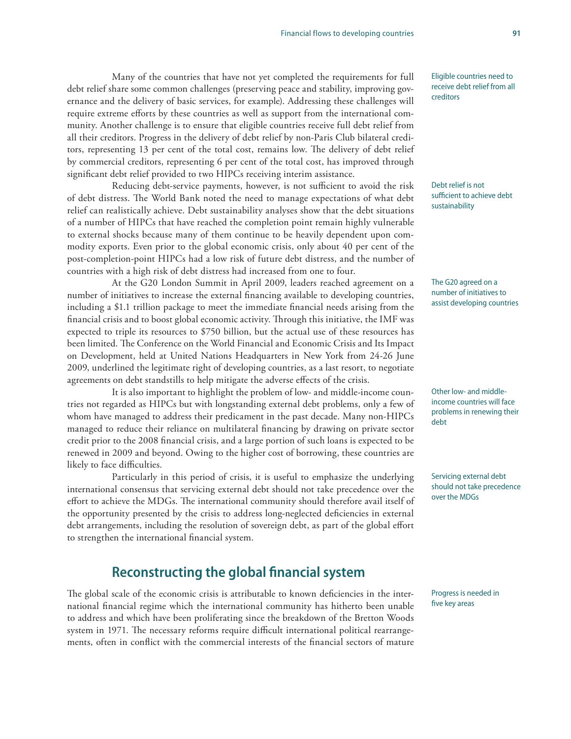Many of the countries that have not yet completed the requirements for full debt relief share some common challenges (preserving peace and stability, improving governance and the delivery of basic services, for example). Addressing these challenges will require extreme efforts by these countries as well as support from the international community. Another challenge is to ensure that eligible countries receive full debt relief from all their creditors. Progress in the delivery of debt relief by non-Paris Club bilateral creditors, representing 13 per cent of the total cost, remains low. The delivery of debt relief by commercial creditors, representing 6 per cent of the total cost, has improved through significant debt relief provided to two HIPCs receiving interim assistance.

*Eligible countries need to receive debt relief from all creditors*

Reducing debt-service payments, however, is not sufficient to avoid the risk of debt distress. The World Bank noted the need to manage expectations of what debt relief can realistically achieve. Debt sustainability analyses show that the debt situations of a number of HIPCs that have reached the completion point remain highly vulnerable to external shocks because many of them continue to be heavily dependent upon commodity exports. Even prior to the global economic crisis, only about 40 per cent of the post-completion-point HIPCs had a low risk of future debt distress, and the number of countries with a high risk of debt distress had increased from one to four.

*Debt relief is not sufficient to achieve debt sustainability*

At the G20 London Summit in April 2009, leaders reached agreement on a number of initiatives to increase the external financing available to developing countries, including a $1.1 trillion package to meet the immediate financial needs arising from the financial crisis and to boost global economic activity. Through this initiative, the IMF was expected to triple its resources to $750 billion, but the actual use of these resources has been limited. The Conference on the World Financial and Economic Crisis and Its Impact on Development, held at United Nations Headquarters in New York from 24-26 June 2009, underlined the legitimate right of developing countries, as a last resort, to negotiate agreements on debt standstills to help mitigate the adverse effects of the crisis.

*The G20 agreed on a number of initiatives to assist developing countries*

It is also important to highlight the problem of low- and middle-income countries not regarded as HIPCs but with longstanding external debt problems, only a few of whom have managed to address their predicament in the past decade. Many non-HIPCs managed to reduce their reliance on multilateral financing by drawing on private sector credit prior to the 2008 financial crisis, and a large portion of such loans is expected to be renewed in 2009 and beyond. Owing to the higher cost of borrowing, these countries are likely to face difficulties.

*Other low- and middle-income countries will face problems in renewing their debt*

Particularly in this period of crisis, it is useful to emphasize the underlying international consensus that servicing external debt should not take precedence over the effort to achieve the MDGs. The international community should therefore avail itself of the opportunity presented by the crisis to address long-neglected deficiencies in external debt arrangements, including the resolution of sovereign debt, as part of the global effort to strengthen the international financial system.

*Servicing external debt should not take precedence over the MDGs*

## Reconstructing the global financial system

The global scale of the economic crisis is attributable to known deficiencies in the international financial regime which the international community has hitherto been unable to address and which have been proliferating since the breakdown of the Bretton Woods system in 1971. The necessary reforms require difficult international political rearrangements, often in conflict with the commercial interests of the financial sectors of mature

*Progress is needed in five key areas*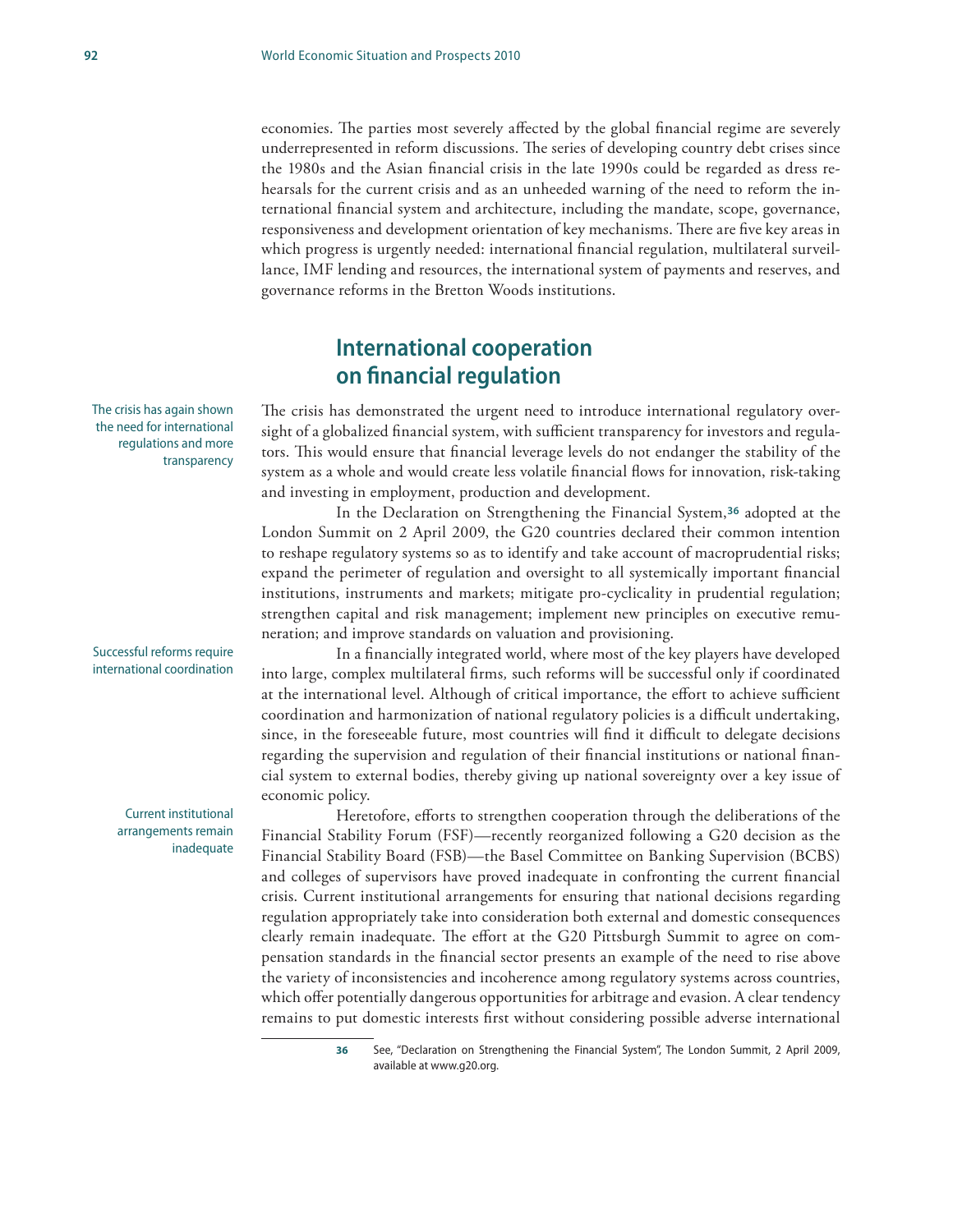economies. The parties most severely affected by the global financial regime are severely underrepresented in reform discussions. The series of developing country debt crises since the 1980s and the Asian financial crisis in the late 1990s could be regarded as dress rehearsals for the current crisis and as an unheeded warning of the need to reform the international financial system and architecture, including the mandate, scope, governance, responsiveness and development orientation of key mechanisms. There are five key areas in which progress is urgently needed: international financial regulation, multilateral surveillance, IMF lending and resources, the international system of payments and reserves, and governance reforms in the Bretton Woods institutions.

## International cooperation on financial regulation

*The crisis has again shown the need for international regulations and more transparency*

The crisis has demonstrated the urgent need to introduce international regulatory oversight of a globalized financial system, with sufficient transparency for investors and regulators. This would ensure that financial leverage levels do not endanger the stability of the system as a whole and would create less volatile financial flows for innovation, risk-taking and investing in employment, production and development.

In the Declaration on Strengthening the Financial System,[36] adopted at the London Summit on 2 April 2009, the G20 countries declared their common intention to reshape regulatory systems so as to identify and take account of macroprudential risks; expand the perimeter of regulation and oversight to all systemically important financial institutions, instruments and markets; mitigate pro-cyclicality in prudential regulation; strengthen capital and risk management; implement new principles on executive remuneration; and improve standards on valuation and provisioning.

*Successful reforms require international coordination*

In a financially integrated world, where most of the key players have developed into large, complex multilateral firms, such reforms will be successful only if coordinated at the international level. Although of critical importance, the effort to achieve sufficient coordination and harmonization of national regulatory policies is a difficult undertaking, since, in the foreseeable future, most countries will find it difficult to delegate decisions regarding the supervision and regulation of their financial institutions or national financial system to external bodies, thereby giving up national sovereignty over a key issue of economic policy.

*Current institutional arrangements remain inadequate*

Heretofore, efforts to strengthen cooperation through the deliberations of the Financial Stability Forum (FSF)—recently reorganized following a G20 decision as the Financial Stability Board (FSB)—the Basel Committee on Banking Supervision (BCBS) and colleges of supervisors have proved inadequate in confronting the current financial crisis. Current institutional arrangements for ensuring that national decisions regarding regulation appropriately take into consideration both external and domestic consequences clearly remain inadequate. The effort at the G20 Pittsburgh Summit to agree on compensation standards in the financial sector presents an example of the need to rise above the variety of inconsistencies and incoherence among regulatory systems across countries, which offer potentially dangerous opportunities for arbitrage and evasion. A clear tendency remains to put domestic interests first without considering possible adverse international

[36] See, "Declaration on Strengthening the Financial System", The London Summit, 2 April 2009, available at www.g20.org.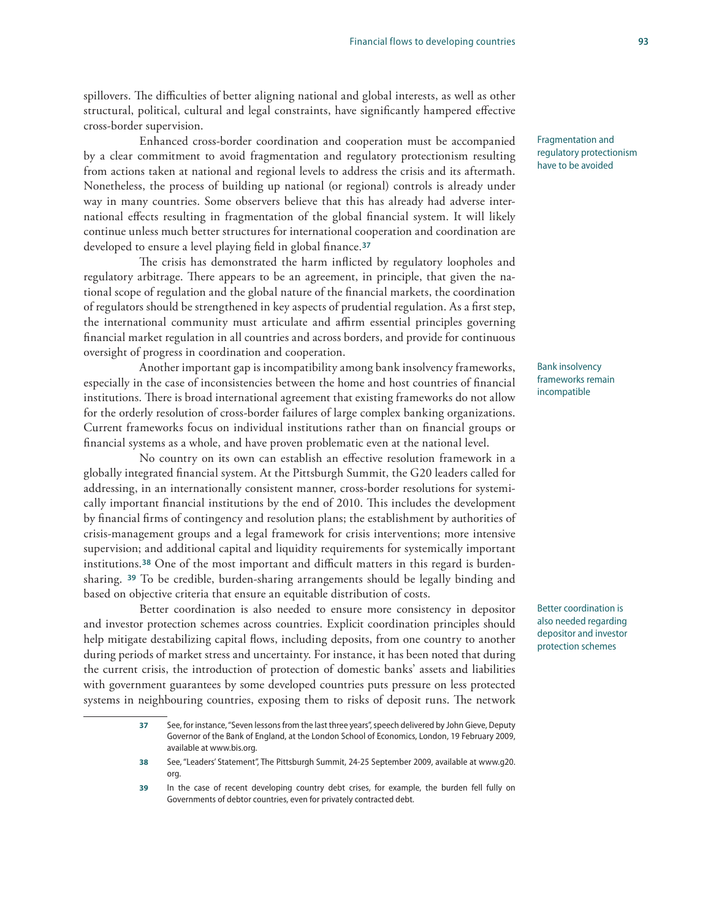spillovers. The difficulties of better aligning national and global interests, as well as other structural, political, cultural and legal constraints, have significantly hampered effective cross-border supervision.

Fragmentation and regulatory protectionism have to be avoided

Enhanced cross-border coordination and cooperation must be accompanied by a clear commitment to avoid fragmentation and regulatory protectionism resulting from actions taken at national and regional levels to address the crisis and its aftermath. Nonetheless, the process of building up national (or regional) controls is already under way in many countries. Some observers believe that this has already had adverse international effects resulting in fragmentation of the global financial system. It will likely continue unless much better structures for international cooperation and coordination are developed to ensure a level playing field in global finance.[37]

The crisis has demonstrated the harm inflicted by regulatory loopholes and regulatory arbitrage. There appears to be an agreement, in principle, that given the national scope of regulation and the global nature of the financial markets, the coordination of regulators should be strengthened in key aspects of prudential regulation. As a first step, the international community must articulate and affirm essential principles governing financial market regulation in all countries and across borders, and provide for continuous oversight of progress in coordination and cooperation.

Bank insolvency frameworks remain incompatible

Another important gap is incompatibility among bank insolvency frameworks, especially in the case of inconsistencies between the home and host countries of financial institutions. There is broad international agreement that existing frameworks do not allow for the orderly resolution of cross-border failures of large complex banking organizations. Current frameworks focus on individual institutions rather than on financial groups or financial systems as a whole, and have proven problematic even at the national level.

No country on its own can establish an effective resolution framework in a globally integrated financial system. At the Pittsburgh Summit, the G20 leaders called for addressing, in an internationally consistent manner, cross-border resolutions for systemically important financial institutions by the end of 2010. This includes the development by financial firms of contingency and resolution plans; the establishment by authorities of crisis-management groups and a legal framework for crisis interventions; more intensive supervision; and additional capital and liquidity requirements for systemically important institutions.[38] One of the most important and difficult matters in this regard is burden-sharing.[39] To be credible, burden-sharing arrangements should be legally binding and based on objective criteria that ensure an equitable distribution of costs.

Better coordination is also needed regarding depositor and investor protection schemes

Better coordination is also needed to ensure more consistency in depositor and investor protection schemes across countries. Explicit coordination principles should help mitigate destabilizing capital flows, including deposits, from one country to another during periods of market stress and uncertainty. For instance, it has been noted that during the current crisis, the introduction of protection of domestic banks' assets and liabilities with government guarantees by some developed countries puts pressure on less protected systems in neighbouring countries, exposing them to risks of deposit runs. The network

---

37 See, for instance, "Seven lessons from the last three years", speech delivered by John Gieve, Deputy Governor of the Bank of England, at the London School of Economics, London, 19 February 2009, available at www.bis.org.

38 See, "Leaders' Statement", The Pittsburgh Summit, 24-25 September 2009, available at www.g20.org.

39 In the case of recent developing country debt crises, for example, the burden fell fully on Governments of debtor countries, even for privately contracted debt.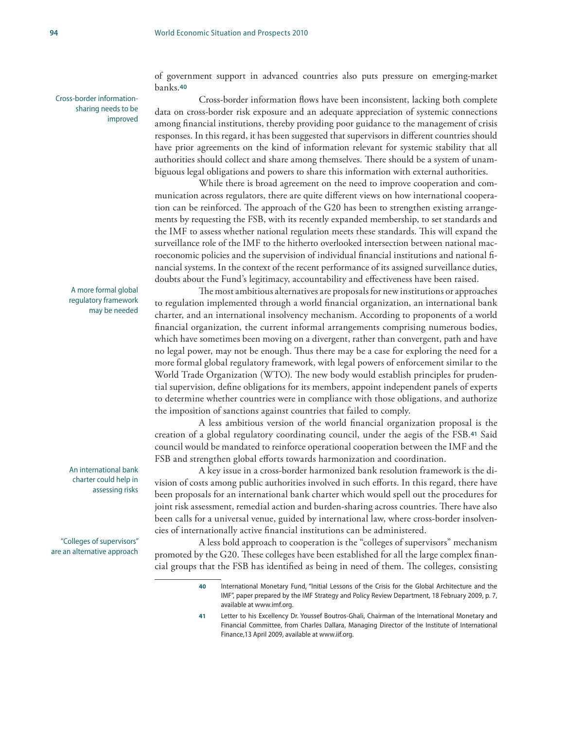of government support in advanced countries also puts pressure on emerging-market banks.[40]

Cross-border information-sharing needs to be improved

Cross-border information flows have been inconsistent, lacking both complete data on cross-border risk exposure and an adequate appreciation of systemic connections among financial institutions, thereby providing poor guidance to the management of crisis responses. In this regard, it has been suggested that supervisors in different countries should have prior agreements on the kind of information relevant for systemic stability that all authorities should collect and share among themselves. There should be a system of unambiguous legal obligations and powers to share this information with external authorities.

While there is broad agreement on the need to improve cooperation and communication across regulators, there are quite different views on how international cooperation can be reinforced. The approach of the G20 has been to strengthen existing arrangements by requesting the FSB, with its recently expanded membership, to set standards and the IMF to assess whether national regulation meets these standards. This will expand the surveillance role of the IMF to the hitherto overlooked intersection between national macroeconomic policies and the supervision of individual financial institutions and national financial systems. In the context of the recent performance of its assigned surveillance duties, doubts about the Fund's legitimacy, accountability and effectiveness have been raised.

A more formal global regulatory framework may be needed

The most ambitious alternatives are proposals for new institutions or approaches to regulation implemented through a world financial organization, an international bank charter, and an international insolvency mechanism. According to proponents of a world financial organization, the current informal arrangements comprising numerous bodies, which have sometimes been moving on a divergent, rather than convergent, path and have no legal power, may not be enough. Thus there may be a case for exploring the need for a more formal global regulatory framework, with legal powers of enforcement similar to the World Trade Organization (WTO). The new body would establish principles for prudential supervision, define obligations for its members, appoint independent panels of experts to determine whether countries were in compliance with those obligations, and authorize the imposition of sanctions against countries that failed to comply.

A less ambitious version of the world financial organization proposal is the creation of a global regulatory coordinating council, under the aegis of the FSB.[41] Said council would be mandated to reinforce operational cooperation between the IMF and the FSB and strengthen global efforts towards harmonization and coordination.

An international bank charter could help in assessing risks

A key issue in a cross-border harmonized bank resolution framework is the division of costs among public authorities involved in such efforts. In this regard, there have been proposals for an international bank charter which would spell out the procedures for joint risk assessment, remedial action and burden-sharing across countries. There have also been calls for a universal venue, guided by international law, where cross-border insolvencies of internationally active financial institutions can be administered.

"Colleges of supervisors" are an alternative approach

A less bold approach to cooperation is the "colleges of supervisors" mechanism promoted by the G20. These colleges have been established for all the large complex financial groups that the FSB has identified as being in need of them. The colleges, consisting

---

[40] International Monetary Fund, "Initial Lessons of the Crisis for the Global Architecture and the IMF", paper prepared by the IMF Strategy and Policy Review Department, 18 February 2009, p. 7, available at www.imf.org.

[41] Letter to his Excellency Dr. Youssef Boutros-Ghali, Chairman of the International Monetary and Financial Committee, from Charles Dallara, Managing Director of the Institute of International Finance,13 April 2009, available at www.iif.org.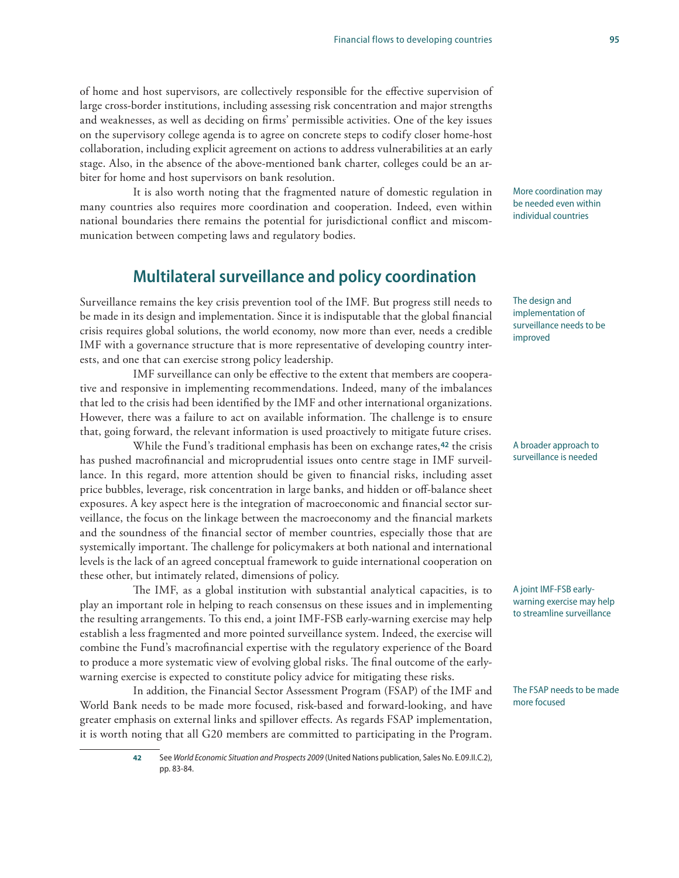of home and host supervisors, are collectively responsible for the effective supervision of large cross-border institutions, including assessing risk concentration and major strengths and weaknesses, as well as deciding on firms' permissible activities. One of the key issues on the supervisory college agenda is to agree on concrete steps to codify closer home-host collaboration, including explicit agreement on actions to address vulnerabilities at an early stage. Also, in the absence of the above-mentioned bank charter, colleges could be an arbiter for home and host supervisors on bank resolution.

More coordination may be needed even within individual countries

It is also worth noting that the fragmented nature of domestic regulation in many countries also requires more coordination and cooperation. Indeed, even within national boundaries there remains the potential for jurisdictional conflict and miscommunication between competing laws and regulatory bodies.

## Multilateral surveillance and policy coordination

The design and implementation of surveillance needs to be improved

Surveillance remains the key crisis prevention tool of the IMF. But progress still needs to be made in its design and implementation. Since it is indisputable that the global financial crisis requires global solutions, the world economy, now more than ever, needs a credible IMF with a governance structure that is more representative of developing country interests, and one that can exercise strong policy leadership.

IMF surveillance can only be effective to the extent that members are cooperative and responsive in implementing recommendations. Indeed, many of the imbalances that led to the crisis had been identified by the IMF and other international organizations. However, there was a failure to act on available information. The challenge is to ensure that, going forward, the relevant information is used proactively to mitigate future crises.

A broader approach to surveillance is needed

While the Fund's traditional emphasis has been on exchange rates,[42] the crisis has pushed macrofinancial and microprudential issues onto centre stage in IMF surveillance. In this regard, more attention should be given to financial risks, including asset price bubbles, leverage, risk concentration in large banks, and hidden or off-balance sheet exposures. A key aspect here is the integration of macroeconomic and financial sector surveillance, the focus on the linkage between the macroeconomy and the financial markets and the soundness of the financial sector of member countries, especially those that are systemically important. The challenge for policymakers at both national and international levels is the lack of an agreed conceptual framework to guide international cooperation on these other, but intimately related, dimensions of policy.

A joint IMF-FSB early-warning exercise may help to streamline surveillance

The IMF, as a global institution with substantial analytical capacities, is to play an important role in helping to reach consensus on these issues and in implementing the resulting arrangements. To this end, a joint IMF-FSB early-warning exercise may help establish a less fragmented and more pointed surveillance system. Indeed, the exercise will combine the Fund's macrofinancial expertise with the regulatory experience of the Board to produce a more systematic view of evolving global risks. The final outcome of the early-warning exercise is expected to constitute policy advice for mitigating these risks.

The FSAP needs to be made more focused

In addition, the Financial Sector Assessment Program (FSAP) of the IMF and World Bank needs to be made more focused, risk-based and forward-looking, and have greater emphasis on external links and spillover effects. As regards FSAP implementation, it is worth noting that all G20 members are committed to participating in the Program.

---

[42] See *World Economic Situation and Prospects 2009* (United Nations publication, Sales No. E.09.II.C.2), pp. 83-84.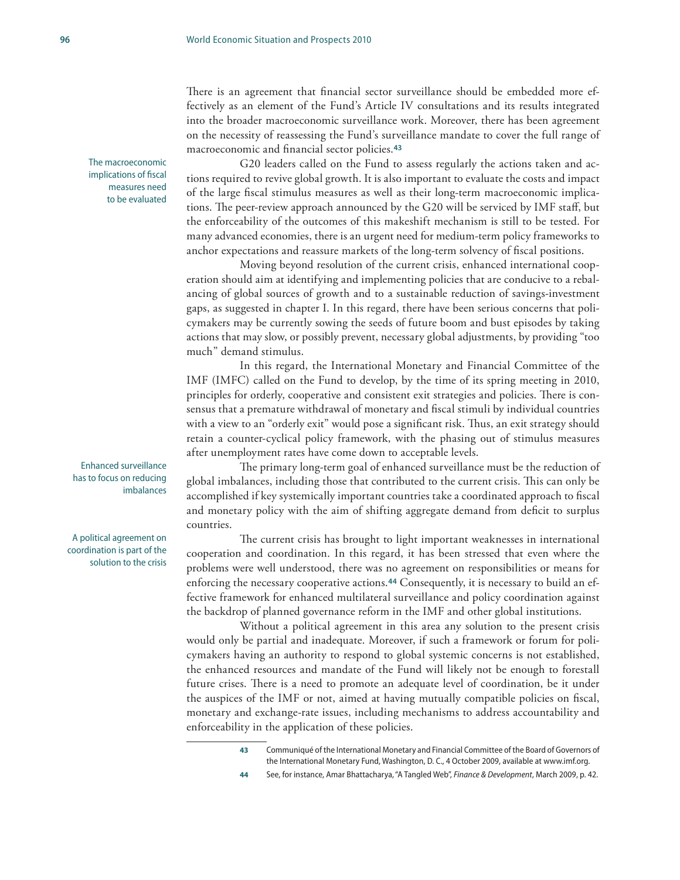There is an agreement that financial sector surveillance should be embedded more effectively as an element of the Fund's Article IV consultations and its results integrated into the broader macroeconomic surveillance work. Moreover, there has been agreement on the necessity of reassessing the Fund's surveillance mandate to cover the full range of macroeconomic and financial sector policies.[43]

*The macroeconomic implications of fiscal measures need to be evaluated*

G20 leaders called on the Fund to assess regularly the actions taken and actions required to revive global growth. It is also important to evaluate the costs and impact of the large fiscal stimulus measures as well as their long-term macroeconomic implications. The peer-review approach announced by the G20 will be serviced by IMF staff, but the enforceability of the outcomes of this makeshift mechanism is still to be tested. For many advanced economies, there is an urgent need for medium-term policy frameworks to anchor expectations and reassure markets of the long-term solvency of fiscal positions.

Moving beyond resolution of the current crisis, enhanced international cooperation should aim at identifying and implementing policies that are conducive to a rebalancing of global sources of growth and to a sustainable reduction of savings-investment gaps, as suggested in chapter I. In this regard, there have been serious concerns that policymakers may be currently sowing the seeds of future boom and bust episodes by taking actions that may slow, or possibly prevent, necessary global adjustments, by providing "too much" demand stimulus.

In this regard, the International Monetary and Financial Committee of the IMF (IMFC) called on the Fund to develop, by the time of its spring meeting in 2010, principles for orderly, cooperative and consistent exit strategies and policies. There is consensus that a premature withdrawal of monetary and fiscal stimuli by individual countries with a view to an "orderly exit" would pose a significant risk. Thus, an exit strategy should retain a counter-cyclical policy framework, with the phasing out of stimulus measures after unemployment rates have come down to acceptable levels.

*Enhanced surveillance has to focus on reducing imbalances*

The primary long-term goal of enhanced surveillance must be the reduction of global imbalances, including those that contributed to the current crisis. This can only be accomplished if key systemically important countries take a coordinated approach to fiscal and monetary policy with the aim of shifting aggregate demand from deficit to surplus countries.

*A political agreement on coordination is part of the solution to the crisis*

The current crisis has brought to light important weaknesses in international cooperation and coordination. In this regard, it has been stressed that even where the problems were well understood, there was no agreement on responsibilities or means for enforcing the necessary cooperative actions.[44] Consequently, it is necessary to build an effective framework for enhanced multilateral surveillance and policy coordination against the backdrop of planned governance reform in the IMF and other global institutions.

Without a political agreement in this area any solution to the present crisis would only be partial and inadequate. Moreover, if such a framework or forum for policymakers having an authority to respond to global systemic concerns is not established, the enhanced resources and mandate of the Fund will likely not be enough to forestall future crises. There is a need to promote an adequate level of coordination, be it under the auspices of the IMF or not, aimed at having mutually compatible policies on fiscal, monetary and exchange-rate issues, including mechanisms to address accountability and enforceability in the application of these policies.

---

43 Communiqué of the International Monetary and Financial Committee of the Board of Governors of the International Monetary Fund, Washington, D. C., 4 October 2009, available at www.imf.org.

44 See, for instance, Amar Bhattacharya, "A Tangled Web", *Finance & Development*, March 2009, p. 42.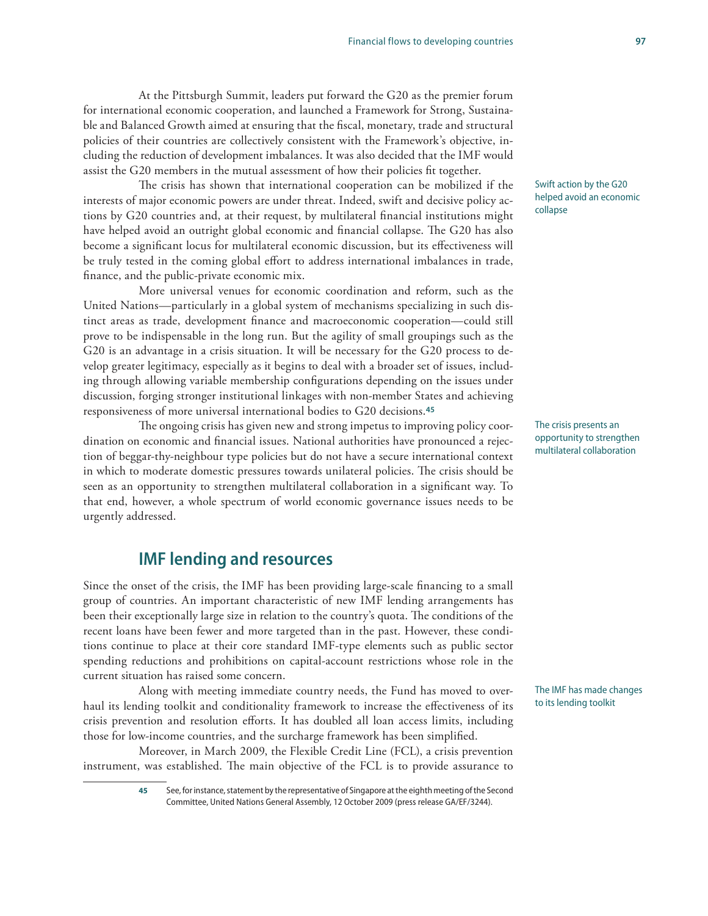At the Pittsburgh Summit, leaders put forward the G20 as the premier forum for international economic cooperation, and launched a Framework for Strong, Sustainable and Balanced Growth aimed at ensuring that the fiscal, monetary, trade and structural policies of their countries are collectively consistent with the Framework's objective, including the reduction of development imbalances. It was also decided that the IMF would assist the G20 members in the mutual assessment of how their policies fit together.

Swift action by the G20 helped avoid an economic collapse

The crisis has shown that international cooperation can be mobilized if the interests of major economic powers are under threat. Indeed, swift and decisive policy actions by G20 countries and, at their request, by multilateral financial institutions might have helped avoid an outright global economic and financial collapse. The G20 has also become a significant locus for multilateral economic discussion, but its effectiveness will be truly tested in the coming global effort to address international imbalances in trade, finance, and the public-private economic mix.

More universal venues for economic coordination and reform, such as the United Nations—particularly in a global system of mechanisms specializing in such distinct areas as trade, development finance and macroeconomic cooperation—could still prove to be indispensable in the long run. But the agility of small groupings such as the G20 is an advantage in a crisis situation. It will be necessary for the G20 process to develop greater legitimacy, especially as it begins to deal with a broader set of issues, including through allowing variable membership configurations depending on the issues under discussion, forging stronger institutional linkages with non-member States and achieving responsiveness of more universal international bodies to G20 decisions.[45]

The crisis presents an opportunity to strengthen multilateral collaboration

The ongoing crisis has given new and strong impetus to improving policy coordination on economic and financial issues. National authorities have pronounced a rejection of beggar-thy-neighbour type policies but do not have a secure international context in which to moderate domestic pressures towards unilateral policies. The crisis should be seen as an opportunity to strengthen multilateral collaboration in a significant way. To that end, however, a whole spectrum of world economic governance issues needs to be urgently addressed.

## IMF lending and resources

Since the onset of the crisis, the IMF has been providing large-scale financing to a small group of countries. An important characteristic of new IMF lending arrangements has been their exceptionally large size in relation to the country's quota. The conditions of the recent loans have been fewer and more targeted than in the past. However, these conditions continue to place at their core standard IMF-type elements such as public sector spending reductions and prohibitions on capital-account restrictions whose role in the current situation has raised some concern.

The IMF has made changes to its lending toolkit

Along with meeting immediate country needs, the Fund has moved to overhaul its lending toolkit and conditionality framework to increase the effectiveness of its crisis prevention and resolution efforts. It has doubled all loan access limits, including those for low-income countries, and the surcharge framework has been simplified.

Moreover, in March 2009, the Flexible Credit Line (FCL), a crisis prevention instrument, was established. The main objective of the FCL is to provide assurance to

[45] See, for instance, statement by the representative of Singapore at the eighth meeting of the Second Committee, United Nations General Assembly, 12 October 2009 (press release GA/EF/3244).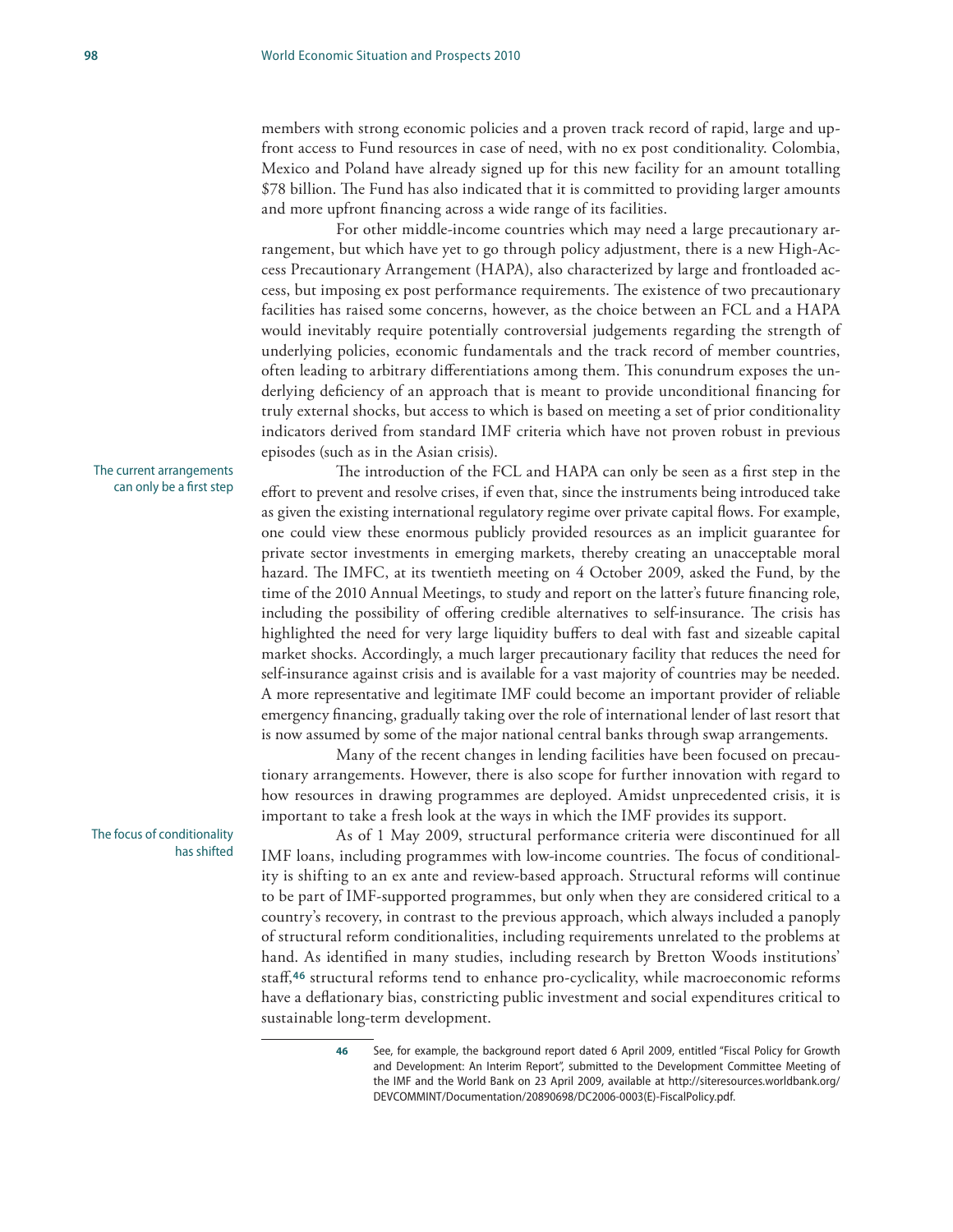members with strong economic policies and a proven track record of rapid, large and upfront access to Fund resources in case of need, with no ex post conditionality. Colombia, Mexico and Poland have already signed up for this new facility for an amount totalling $78 billion. The Fund has also indicated that it is committed to providing larger amounts and more upfront financing across a wide range of its facilities.

For other middle-income countries which may need a large precautionary arrangement, but which have yet to go through policy adjustment, there is a new High-Access Precautionary Arrangement (HAPA), also characterized by large and frontloaded access, but imposing ex post performance requirements. The existence of two precautionary facilities has raised some concerns, however, as the choice between an FCL and a HAPA would inevitably require potentially controversial judgements regarding the strength of underlying policies, economic fundamentals and the track record of member countries, often leading to arbitrary differentiations among them. This conundrum exposes the underlying deficiency of an approach that is meant to provide unconditional financing for truly external shocks, but access to which is based on meeting a set of prior conditionality indicators derived from standard IMF criteria which have not proven robust in previous episodes (such as in the Asian crisis).

*The current arrangements can only be a first step*

The introduction of the FCL and HAPA can only be seen as a first step in the effort to prevent and resolve crises, if even that, since the instruments being introduced take as given the existing international regulatory regime over private capital flows. For example, one could view these enormous publicly provided resources as an implicit guarantee for private sector investments in emerging markets, thereby creating an unacceptable moral hazard. The IMFC, at its twentieth meeting on 4 October 2009, asked the Fund, by the time of the 2010 Annual Meetings, to study and report on the latter's future financing role, including the possibility of offering credible alternatives to self-insurance. The crisis has highlighted the need for very large liquidity buffers to deal with fast and sizeable capital market shocks. Accordingly, a much larger precautionary facility that reduces the need for self-insurance against crisis and is available for a vast majority of countries may be needed. A more representative and legitimate IMF could become an important provider of reliable emergency financing, gradually taking over the role of international lender of last resort that is now assumed by some of the major national central banks through swap arrangements.

Many of the recent changes in lending facilities have been focused on precautionary arrangements. However, there is also scope for further innovation with regard to how resources in drawing programmes are deployed. Amidst unprecedented crisis, it is important to take a fresh look at the ways in which the IMF provides its support.

*The focus of conditionality has shifted*

As of 1 May 2009, structural performance criteria were discontinued for all IMF loans, including programmes with low-income countries. The focus of conditionality is shifting to an ex ante and review-based approach. Structural reforms will continue to be part of IMF-supported programmes, but only when they are considered critical to a country's recovery, in contrast to the previous approach, which always included a panoply of structural reform conditionalities, including requirements unrelated to the problems at hand. As identified in many studies, including research by Bretton Woods institutions' staff,[46] structural reforms tend to enhance pro-cyclicality, while macroeconomic reforms have a deflationary bias, constricting public investment and social expenditures critical to sustainable long-term development.

---

[46] See, for example, the background report dated 6 April 2009, entitled "Fiscal Policy for Growth and Development: An Interim Report", submitted to the Development Committee Meeting of the IMF and the World Bank on 23 April 2009, available at http://siteresources.worldbank.org/DEVCOMMINT/Documentation/20890698/DC2006-0003(E)-FiscalPolicy.pdf.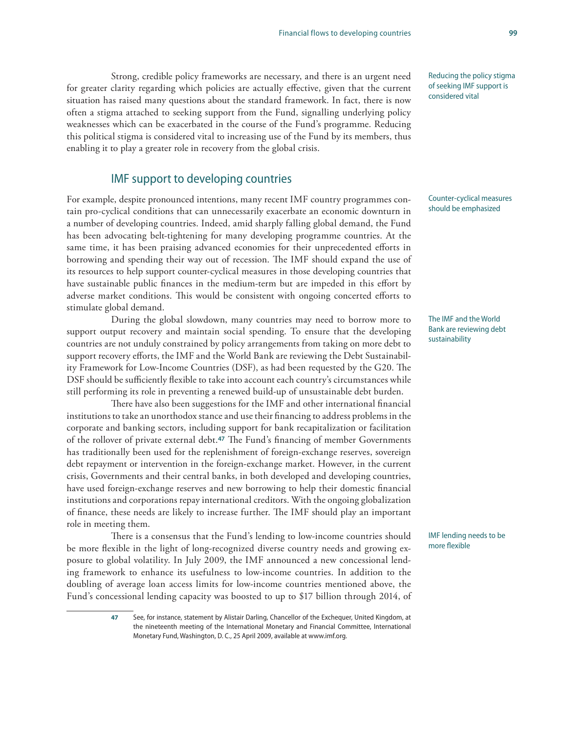Strong, credible policy frameworks are necessary, and there is an urgent need for greater clarity regarding which policies are actually effective, given that the current situation has raised many questions about the standard framework. In fact, there is now often a stigma attached to seeking support from the Fund, signalling underlying policy weaknesses which can be exacerbated in the course of the Fund's programme. Reducing this political stigma is considered vital to increasing use of the Fund by its members, thus enabling it to play a greater role in recovery from the global crisis.

Reducing the policy stigma of seeking IMF support is considered vital

## IMF support to developing countries

For example, despite pronounced intentions, many recent IMF country programmes contain pro-cyclical conditions that can unnecessarily exacerbate an economic downturn in a number of developing countries. Indeed, amid sharply falling global demand, the Fund has been advocating belt-tightening for many developing programme countries. At the same time, it has been praising advanced economies for their unprecedented efforts in borrowing and spending their way out of recession. The IMF should expand the use of its resources to help support counter-cyclical measures in those developing countries that have sustainable public finances in the medium-term but are impeded in this effort by adverse market conditions. This would be consistent with ongoing concerted efforts to stimulate global demand.

Counter-cyclical measures should be emphasized

During the global slowdown, many countries may need to borrow more to support output recovery and maintain social spending. To ensure that the developing countries are not unduly constrained by policy arrangements from taking on more debt to support recovery efforts, the IMF and the World Bank are reviewing the Debt Sustainability Framework for Low-Income Countries (DSF), as had been requested by the G20. The DSF should be sufficiently flexible to take into account each country's circumstances while still performing its role in preventing a renewed build-up of unsustainable debt burden.

The IMF and the World Bank are reviewing debt sustainability

There have also been suggestions for the IMF and other international financial institutions to take an unorthodox stance and use their financing to address problems in the corporate and banking sectors, including support for bank recapitalization or facilitation of the rollover of private external debt.[47] The Fund's financing of member Governments has traditionally been used for the replenishment of foreign-exchange reserves, sovereign debt repayment or intervention in the foreign-exchange market. However, in the current crisis, Governments and their central banks, in both developed and developing countries, have used foreign-exchange reserves and new borrowing to help their domestic financial institutions and corporations repay international creditors. With the ongoing globalization of finance, these needs are likely to increase further. The IMF should play an important role in meeting them.

There is a consensus that the Fund's lending to low-income countries should be more flexible in the light of long-recognized diverse country needs and growing exposure to global volatility. In July 2009, the IMF announced a new concessional lending framework to enhance its usefulness to low-income countries. In addition to the doubling of average loan access limits for low-income countries mentioned above, the Fund's concessional lending capacity was boosted to up to $17 billion through 2014, of

IMF lending needs to be more flexible

47 See, for instance, statement by Alistair Darling, Chancellor of the Exchequer, United Kingdom, at the nineteenth meeting of the International Monetary and Financial Committee, International Monetary Fund, Washington, D. C., 25 April 2009, available at www.imf.org.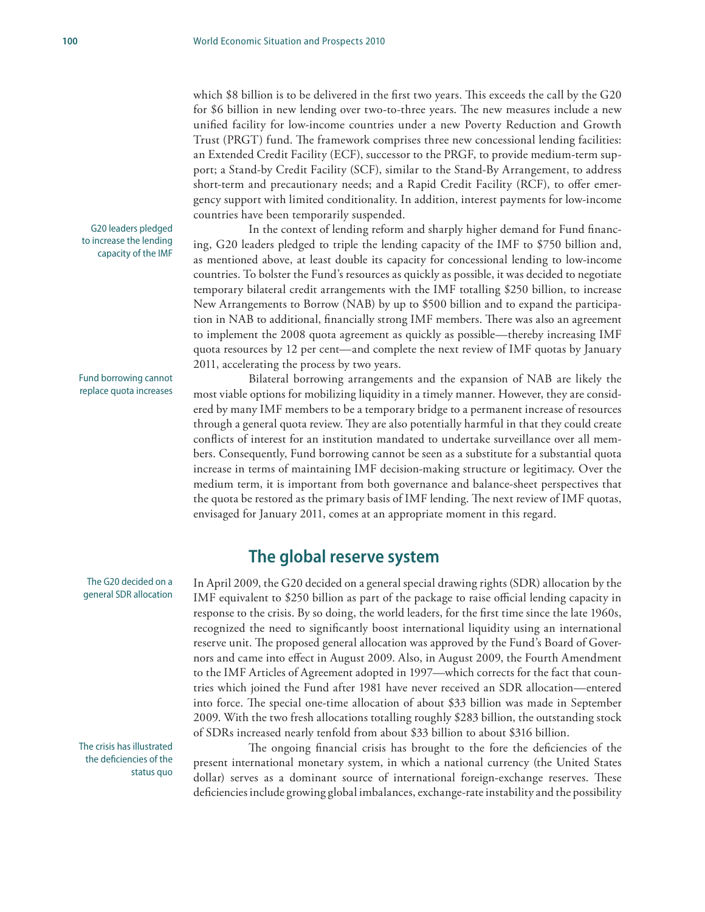which $8 billion is to be delivered in the first two years. This exceeds the call by the G20 for $6 billion in new lending over two-to-three years. The new measures include a new unified facility for low-income countries under a new Poverty Reduction and Growth Trust (PRGT) fund. The framework comprises three new concessional lending facilities: an Extended Credit Facility (ECF), successor to the PRGF, to provide medium-term support; a Stand-by Credit Facility (SCF), similar to the Stand-By Arrangement, to address short-term and precautionary needs; and a Rapid Credit Facility (RCF), to offer emergency support with limited conditionality. In addition, interest payments for low-income countries have been temporarily suspended.

G20 leaders pledged to increase the lending capacity of the IMF

In the context of lending reform and sharply higher demand for Fund financing, G20 leaders pledged to triple the lending capacity of the IMF to $750 billion and, as mentioned above, at least double its capacity for concessional lending to low-income countries. To bolster the Fund's resources as quickly as possible, it was decided to negotiate temporary bilateral credit arrangements with the IMF totalling $250 billion, to increase New Arrangements to Borrow (NAB) by up to $500 billion and to expand the participation in NAB to additional, financially strong IMF members. There was also an agreement to implement the 2008 quota agreement as quickly as possible—thereby increasing IMF quota resources by 12 per cent—and complete the next review of IMF quotas by January 2011, accelerating the process by two years.

Fund borrowing cannot replace quota increases

Bilateral borrowing arrangements and the expansion of NAB are likely the most viable options for mobilizing liquidity in a timely manner. However, they are considered by many IMF members to be a temporary bridge to a permanent increase of resources through a general quota review. They are also potentially harmful in that they could create conflicts of interest for an institution mandated to undertake surveillance over all members. Consequently, Fund borrowing cannot be seen as a substitute for a substantial quota increase in terms of maintaining IMF decision-making structure or legitimacy. Over the medium term, it is important from both governance and balance-sheet perspectives that the quota be restored as the primary basis of IMF lending. The next review of IMF quotas, envisaged for January 2011, comes at an appropriate moment in this regard.

## The global reserve system

The G20 decided on a general SDR allocation

In April 2009, the G20 decided on a general special drawing rights (SDR) allocation by the IMF equivalent to $250 billion as part of the package to raise official lending capacity in response to the crisis. By so doing, the world leaders, for the first time since the late 1960s, recognized the need to significantly boost international liquidity using an international reserve unit. The proposed general allocation was approved by the Fund's Board of Governors and came into effect in August 2009. Also, in August 2009, the Fourth Amendment to the IMF Articles of Agreement adopted in 1997—which corrects for the fact that countries which joined the Fund after 1981 have never received an SDR allocation—entered into force. The special one-time allocation of about $33 billion was made in September 2009. With the two fresh allocations totalling roughly $283 billion, the outstanding stock of SDRs increased nearly tenfold from about $33 billion to about $316 billion.

The crisis has illustrated the deficiencies of the status quo

The ongoing financial crisis has brought to the fore the deficiencies of the present international monetary system, in which a national currency (the United States dollar) serves as a dominant source of international foreign-exchange reserves. These deficiencies include growing global imbalances, exchange-rate instability and the possibility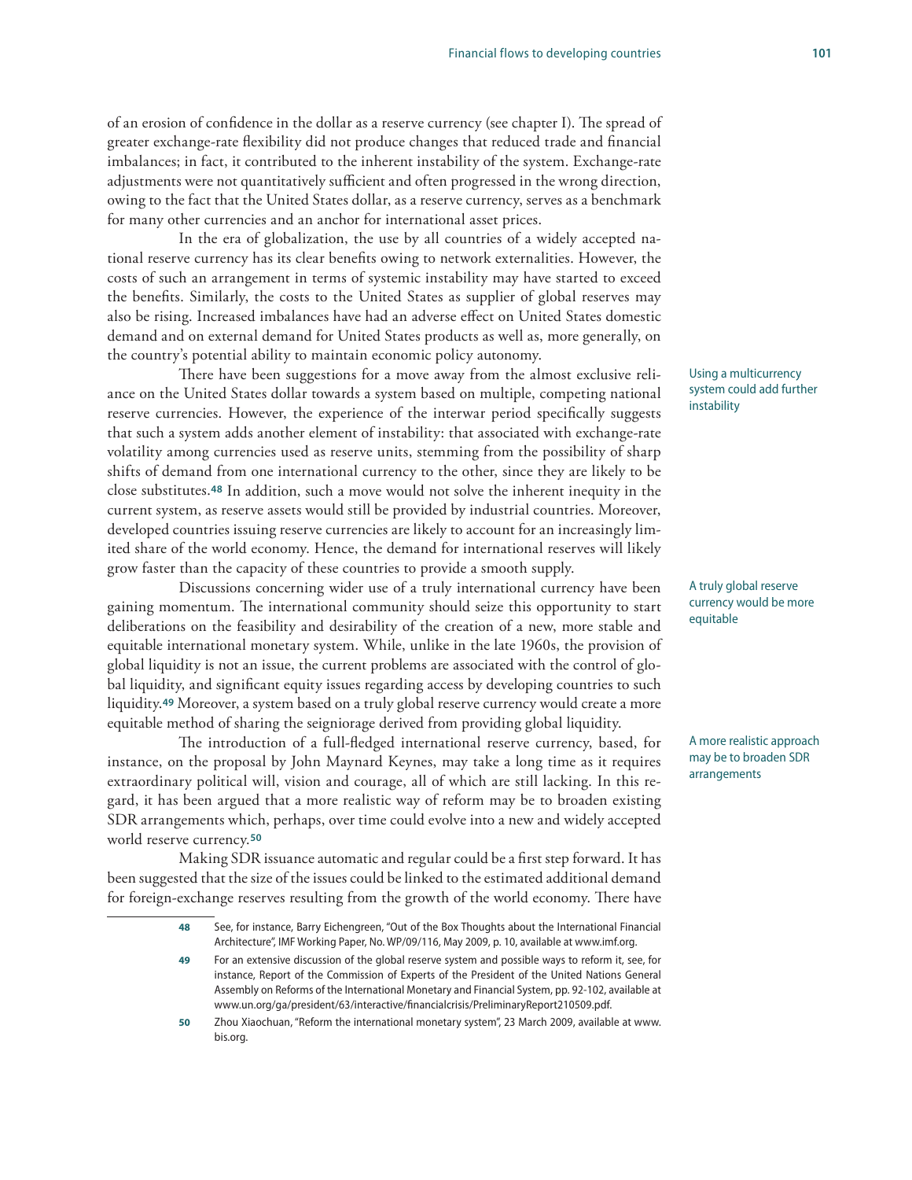of an erosion of confidence in the dollar as a reserve currency (see chapter I). The spread of greater exchange-rate flexibility did not produce changes that reduced trade and financial imbalances; in fact, it contributed to the inherent instability of the system. Exchange-rate adjustments were not quantitatively sufficient and often progressed in the wrong direction, owing to the fact that the United States dollar, as a reserve currency, serves as a benchmark for many other currencies and an anchor for international asset prices.

In the era of globalization, the use by all countries of a widely accepted national reserve currency has its clear benefits owing to network externalities. However, the costs of such an arrangement in terms of systemic instability may have started to exceed the benefits. Similarly, the costs to the United States as supplier of global reserves may also be rising. Increased imbalances have had an adverse effect on United States domestic demand and on external demand for United States products as well as, more generally, on the country's potential ability to maintain economic policy autonomy.

*Using a multicurrency system could add further instability*

There have been suggestions for a move away from the almost exclusive reliance on the United States dollar towards a system based on multiple, competing national reserve currencies. However, the experience of the interwar period specifically suggests that such a system adds another element of instability: that associated with exchange-rate volatility among currencies used as reserve units, stemming from the possibility of sharp shifts of demand from one international currency to the other, since they are likely to be close substitutes.[48] In addition, such a move would not solve the inherent inequity in the current system, as reserve assets would still be provided by industrial countries. Moreover, developed countries issuing reserve currencies are likely to account for an increasingly limited share of the world economy. Hence, the demand for international reserves will likely grow faster than the capacity of these countries to provide a smooth supply.

*A truly global reserve currency would be more equitable*

Discussions concerning wider use of a truly international currency have been gaining momentum. The international community should seize this opportunity to start deliberations on the feasibility and desirability of the creation of a new, more stable and equitable international monetary system. While, unlike in the late 1960s, the provision of global liquidity is not an issue, the current problems are associated with the control of global liquidity, and significant equity issues regarding access by developing countries to such liquidity.[49] Moreover, a system based on a truly global reserve currency would create a more equitable method of sharing the seigniorage derived from providing global liquidity.

*A more realistic approach may be to broaden SDR arrangements*

The introduction of a full-fledged international reserve currency, based, for instance, on the proposal by John Maynard Keynes, may take a long time as it requires extraordinary political will, vision and courage, all of which are still lacking. In this regard, it has been argued that a more realistic way of reform may be to broaden existing SDR arrangements which, perhaps, over time could evolve into a new and widely accepted world reserve currency.[50]

Making SDR issuance automatic and regular could be a first step forward. It has been suggested that the size of the issues could be linked to the estimated additional demand for foreign-exchange reserves resulting from the growth of the world economy. There have

---

48 See, for instance, Barry Eichengreen, "Out of the Box Thoughts about the International Financial Architecture", IMF Working Paper, No. WP/09/116, May 2009, p. 10, available at www.imf.org.

49 For an extensive discussion of the global reserve system and possible ways to reform it, see, for instance, Report of the Commission of Experts of the President of the United Nations General Assembly on Reforms of the International Monetary and Financial System, pp. 92-102, available at www.un.org/ga/president/63/interactive/financialcrisis/PreliminaryReport210509.pdf.

50 Zhou Xiaochuan, "Reform the international monetary system", 23 March 2009, available at www.bis.org.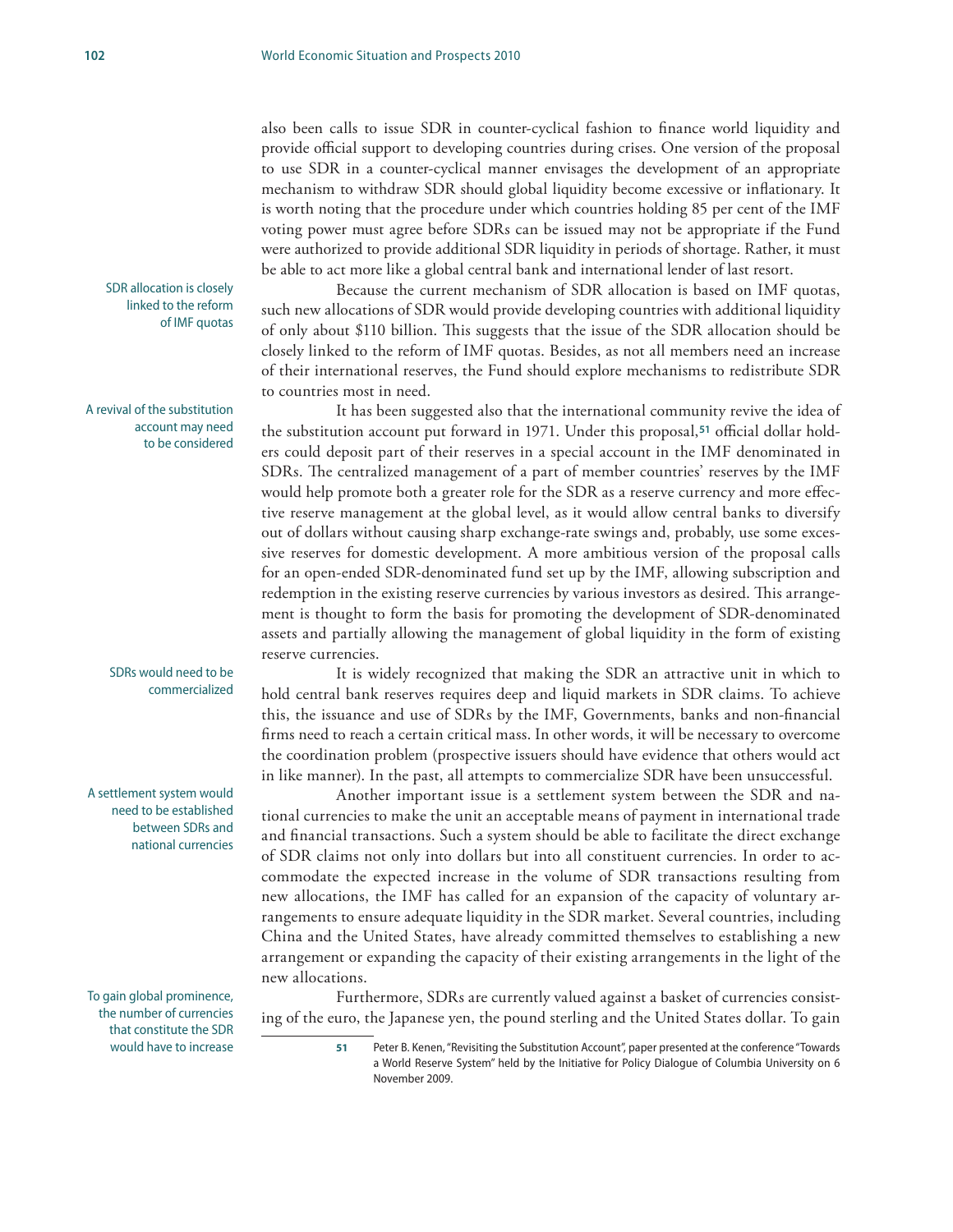also been calls to issue SDR in counter-cyclical fashion to finance world liquidity and provide official support to developing countries during crises. One version of the proposal to use SDR in a counter-cyclical manner envisages the development of an appropriate mechanism to withdraw SDR should global liquidity become excessive or inflationary. It is worth noting that the procedure under which countries holding 85 per cent of the IMF voting power must agree before SDRs can be issued may not be appropriate if the Fund were authorized to provide additional SDR liquidity in periods of shortage. Rather, it must be able to act more like a global central bank and international lender of last resort.

SDR allocation is closely linked to the reform of IMF quotas

Because the current mechanism of SDR allocation is based on IMF quotas, such new allocations of SDR would provide developing countries with additional liquidity of only about $110 billion. This suggests that the issue of the SDR allocation should be closely linked to the reform of IMF quotas. Besides, as not all members need an increase of their international reserves, the Fund should explore mechanisms to redistribute SDR to countries most in need.

A revival of the substitution account may need to be considered

It has been suggested also that the international community revive the idea of the substitution account put forward in 1971. Under this proposal,[51] official dollar holders could deposit part of their reserves in a special account in the IMF denominated in SDRs. The centralized management of a part of member countries' reserves by the IMF would help promote both a greater role for the SDR as a reserve currency and more effective reserve management at the global level, as it would allow central banks to diversify out of dollars without causing sharp exchange-rate swings and, probably, use some excessive reserves for domestic development. A more ambitious version of the proposal calls for an open-ended SDR-denominated fund set up by the IMF, allowing subscription and redemption in the existing reserve currencies by various investors as desired. This arrangement is thought to form the basis for promoting the development of SDR-denominated assets and partially allowing the management of global liquidity in the form of existing reserve currencies.

SDRs would need to be commercialized

It is widely recognized that making the SDR an attractive unit in which to hold central bank reserves requires deep and liquid markets in SDR claims. To achieve this, the issuance and use of SDRs by the IMF, Governments, banks and non-financial firms need to reach a certain critical mass. In other words, it will be necessary to overcome the coordination problem (prospective issuers should have evidence that others would act in like manner). In the past, all attempts to commercialize SDR have been unsuccessful.

A settlement system would need to be established between SDRs and national currencies

Another important issue is a settlement system between the SDR and national currencies to make the unit an acceptable means of payment in international trade and financial transactions. Such a system should be able to facilitate the direct exchange of SDR claims not only into dollars but into all constituent currencies. In order to accommodate the expected increase in the volume of SDR transactions resulting from new allocations, the IMF has called for an expansion of the capacity of voluntary arrangements to ensure adequate liquidity in the SDR market. Several countries, including China and the United States, have already committed themselves to establishing a new arrangement or expanding the capacity of their existing arrangements in the light of the new allocations.

To gain global prominence, the number of currencies that constitute the SDR would have to increase

Furthermore, SDRs are currently valued against a basket of currencies consisting of the euro, the Japanese yen, the pound sterling and the United States dollar. To gain

---

[51] Peter B. Kenen, "Revisiting the Substitution Account", paper presented at the conference "Towards a World Reserve System" held by the Initiative for Policy Dialogue of Columbia University on 6 November 2009.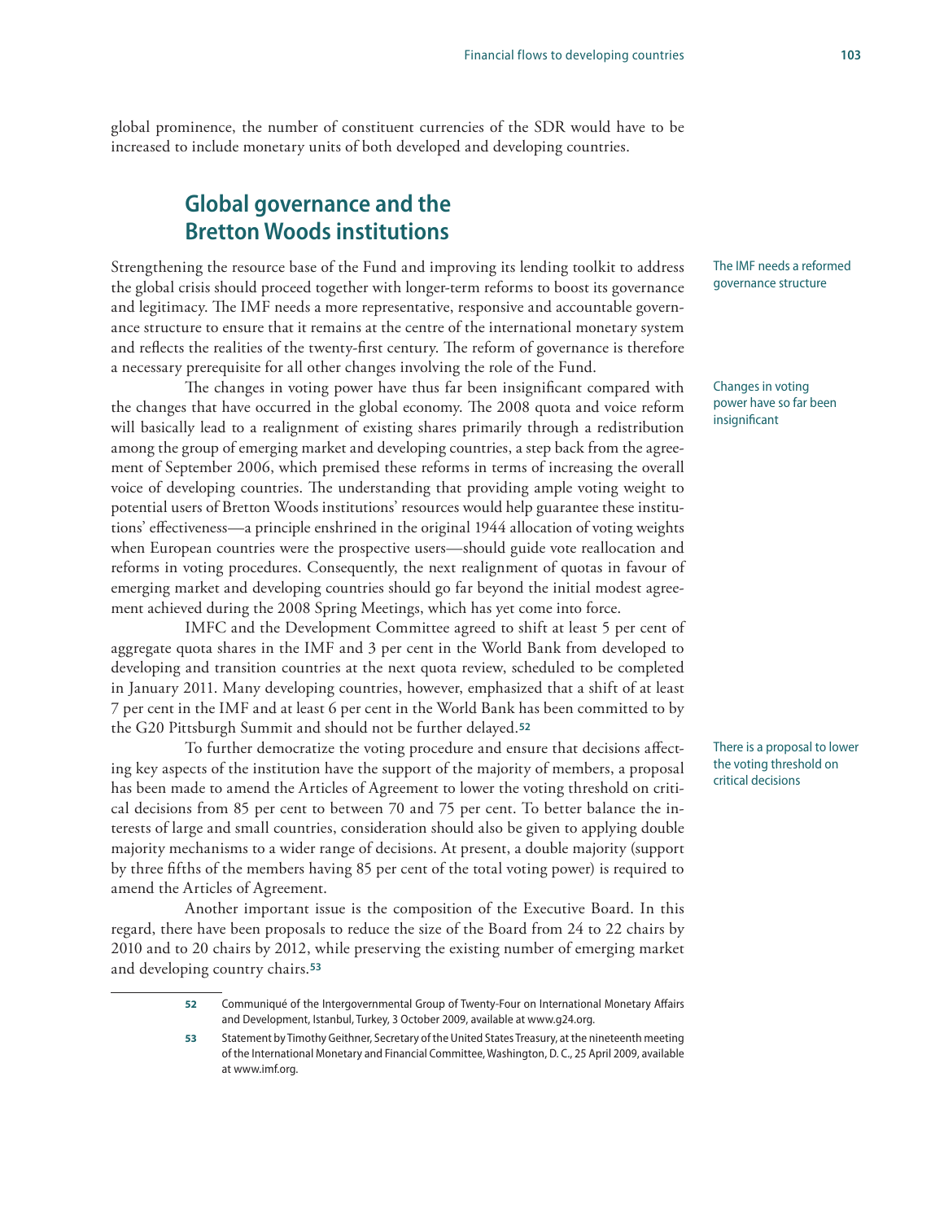global prominence, the number of constituent currencies of the SDR would have to be increased to include monetary units of both developed and developing countries.

## Global governance and the Bretton Woods institutions

The IMF needs a reformed governance structure

Strengthening the resource base of the Fund and improving its lending toolkit to address the global crisis should proceed together with longer-term reforms to boost its governance and legitimacy. The IMF needs a more representative, responsive and accountable governance structure to ensure that it remains at the centre of the international monetary system and reflects the realities of the twenty-first century. The reform of governance is therefore a necessary prerequisite for all other changes involving the role of the Fund.

Changes in voting power have so far been insignificant

The changes in voting power have thus far been insignificant compared with the changes that have occurred in the global economy. The 2008 quota and voice reform will basically lead to a realignment of existing shares primarily through a redistribution among the group of emerging market and developing countries, a step back from the agreement of September 2006, which premised these reforms in terms of increasing the overall voice of developing countries. The understanding that providing ample voting weight to potential users of Bretton Woods institutions' resources would help guarantee these institutions' effectiveness—a principle enshrined in the original 1944 allocation of voting weights when European countries were the prospective users—should guide vote reallocation and reforms in voting procedures. Consequently, the next realignment of quotas in favour of emerging market and developing countries should go far beyond the initial modest agreement achieved during the 2008 Spring Meetings, which has yet come into force.

IMFC and the Development Committee agreed to shift at least 5 per cent of aggregate quota shares in the IMF and 3 per cent in the World Bank from developed to developing and transition countries at the next quota review, scheduled to be completed in January 2011. Many developing countries, however, emphasized that a shift of at least 7 per cent in the IMF and at least 6 per cent in the World Bank has been committed to by the G20 Pittsburgh Summit and should not be further delayed.[52]

There is a proposal to lower the voting threshold on critical decisions

To further democratize the voting procedure and ensure that decisions affecting key aspects of the institution have the support of the majority of members, a proposal has been made to amend the Articles of Agreement to lower the voting threshold on critical decisions from 85 per cent to between 70 and 75 per cent. To better balance the interests of large and small countries, consideration should also be given to applying double majority mechanisms to a wider range of decisions. At present, a double majority (support by three fifths of the members having 85 per cent of the total voting power) is required to amend the Articles of Agreement.

Another important issue is the composition of the Executive Board. In this regard, there have been proposals to reduce the size of the Board from 24 to 22 chairs by 2010 and to 20 chairs by 2012, while preserving the existing number of emerging market and developing country chairs.[53]

---

[52] Communiqué of the Intergovernmental Group of Twenty-Four on International Monetary Affairs and Development, Istanbul, Turkey, 3 October 2009, available at www.g24.org.

[53] Statement by Timothy Geithner, Secretary of the United States Treasury, at the nineteenth meeting of the International Monetary and Financial Committee, Washington, D. C., 25 April 2009, available at www.imf.org.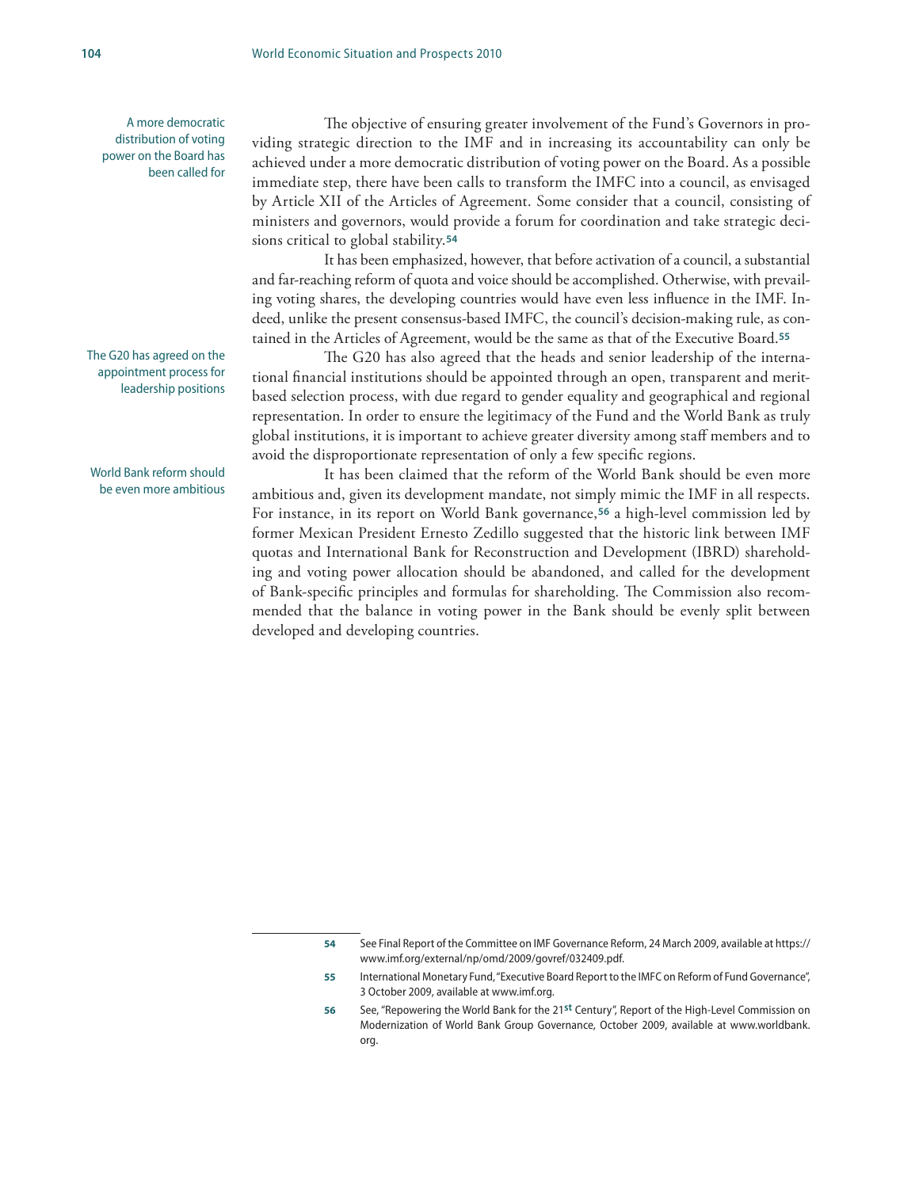A more democratic distribution of voting power on the Board has been called for

The objective of ensuring greater involvement of the Fund's Governors in providing strategic direction to the IMF and in increasing its accountability can only be achieved under a more democratic distribution of voting power on the Board. As a possible immediate step, there have been calls to transform the IMFC into a council, as envisaged by Article XII of the Articles of Agreement. Some consider that a council, consisting of ministers and governors, would provide a forum for coordination and take strategic decisions critical to global stability.[54]

It has been emphasized, however, that before activation of a council, a substantial and far-reaching reform of quota and voice should be accomplished. Otherwise, with prevailing voting shares, the developing countries would have even less influence in the IMF. Indeed, unlike the present consensus-based IMFC, the council's decision-making rule, as contained in the Articles of Agreement, would be the same as that of the Executive Board.[55]

The G20 has agreed on the appointment process for leadership positions

The G20 has also agreed that the heads and senior leadership of the international financial institutions should be appointed through an open, transparent and merit-based selection process, with due regard to gender equality and geographical and regional representation. In order to ensure the legitimacy of the Fund and the World Bank as truly global institutions, it is important to achieve greater diversity among staff members and to avoid the disproportionate representation of only a few specific regions.

World Bank reform should be even more ambitious

It has been claimed that the reform of the World Bank should be even more ambitious and, given its development mandate, not simply mimic the IMF in all respects. For instance, in its report on World Bank governance,[56] a high-level commission led by former Mexican President Ernesto Zedillo suggested that the historic link between IMF quotas and International Bank for Reconstruction and Development (IBRD) shareholding and voting power allocation should be abandoned, and called for the development of Bank-specific principles and formulas for shareholding. The Commission also recommended that the balance in voting power in the Bank should be evenly split between developed and developing countries.

---

[54] See Final Report of the Committee on IMF Governance Reform, 24 March 2009, available at https://www.imf.org/external/np/omd/2009/govref/032409.pdf.

[55] International Monetary Fund, "Executive Board Report to the IMFC on Reform of Fund Governance", 3 October 2009, available at www.imf.org.

[56] See, "Repowering the World Bank for the 21st Century", Report of the High-Level Commission on Modernization of World Bank Group Governance, October 2009, available at www.worldbank.org.